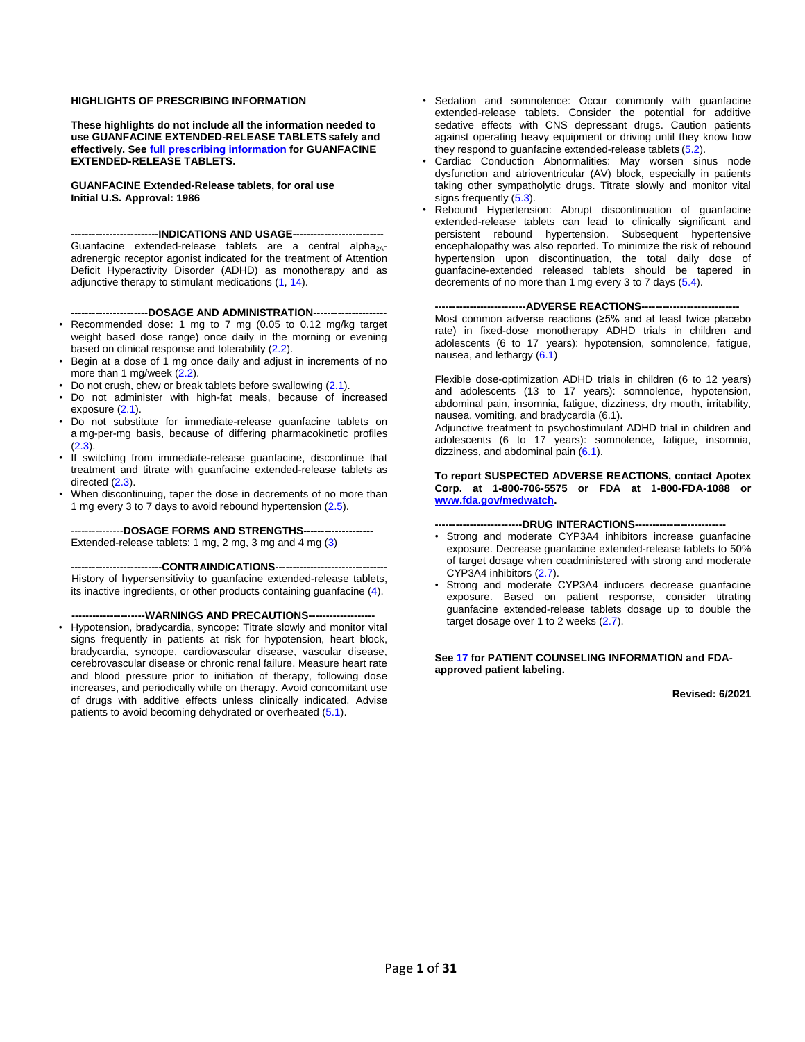**HIGHLIGHTS OF PRESCRIBING INFORMATION**

**These highlights do not include all the information needed to use GUANFACINE EXTENDED-RELEASE TABLETS safely and effectively. See full prescribing information for GUANFACINE EXTENDED-RELEASE TABLETS.**

**GUANFACINE Extended-Release tablets, for oral use**
**Initial U.S. Approval: 1986**

**-------------------------INDICATIONS AND USAGE-------------------------**

Guanfacine extended-release tablets are a central alpha$_{2A}$-adrenergic receptor agonist indicated for the treatment of Attention Deficit Hyperactivity Disorder (ADHD) as monotherapy and as adjunctive therapy to stimulant medications (1, 14).

**----------------------DOSAGE AND ADMINISTRATION--------------------**

- Recommended dose: 1 mg to 7 mg (0.05 to 0.12 mg/kg target weight based dose range) once daily in the morning or evening based on clinical response and tolerability (2.2).
- Begin at a dose of 1 mg once daily and adjust in increments of no more than 1 mg/week (2.2).
- Do not crush, chew or break tablets before swallowing (2.1).
- Do not administer with high-fat meals, because of increased exposure (2.1).
- Do not substitute for immediate-release guanfacine tablets on a mg-per-mg basis, because of differing pharmacokinetic profiles (2.3).
- If switching from immediate-release guanfacine, discontinue that treatment and titrate with guanfacine extended-release tablets as directed (2.3).
- When discontinuing, taper the dose in decrements of no more than 1 mg every 3 to 7 days to avoid rebound hypertension (2.5).

**--------------DOSAGE FORMS AND STRENGTHS--------------------**

Extended-release tablets: 1 mg, 2 mg, 3 mg and 4 mg (3)

**--------------------------CONTRAINDICATIONS--------------------------------**

History of hypersensitivity to guanfacine extended-release tablets, its inactive ingredients, or other products containing guanfacine (4).

**---------------------WARNINGS AND PRECAUTIONS-------------------**

- Hypotension, bradycardia, syncope: Titrate slowly and monitor vital signs frequently in patients at risk for hypotension, heart block, bradycardia, syncope, cardiovascular disease, vascular disease, cerebrovascular disease or chronic renal failure. Measure heart rate and blood pressure prior to initiation of therapy, following dose increases, and periodically while on therapy. Avoid concomitant use of drugs with additive effects unless clinically indicated. Advise patients to avoid becoming dehydrated or overheated (5.1).
- Sedation and somnolence: Occur commonly with guanfacine extended-release tablets. Consider the potential for additive sedative effects with CNS depressant drugs. Caution patients against operating heavy equipment or driving until they know how they respond to guanfacine extended-release tablets (5.2).
- Cardiac Conduction Abnormalities: May worsen sinus node dysfunction and atrioventricular (AV) block, especially in patients taking other sympatholytic drugs. Titrate slowly and monitor vital signs frequently (5.3).
- Rebound Hypertension: Abrupt discontinuation of guanfacine extended-release tablets can lead to clinically significant and persistent rebound hypertension. Subsequent hypertensive encephalopathy was also reported. To minimize the risk of rebound hypertension upon discontinuation, the total daily dose of guanfacine-extended released tablets should be tapered in decrements of no more than 1 mg every 3 to 7 days (5.4).

**--------------------------ADVERSE REACTIONS----------------------------**

Most common adverse reactions (≥5% and at least twice placebo rate) in fixed-dose monotherapy ADHD trials in children and adolescents (6 to 17 years): hypotension, somnolence, fatigue, nausea, and lethargy (6.1)

Flexible dose-optimization ADHD trials in children (6 to 12 years) and adolescents (13 to 17 years): somnolence, hypotension, abdominal pain, insomnia, fatigue, dizziness, dry mouth, irritability, nausea, vomiting, and bradycardia (6.1).

Adjunctive treatment to psychostimulant ADHD trial in children and adolescents (6 to 17 years): somnolence, fatigue, insomnia, dizziness, and abdominal pain (6.1).

**To report SUSPECTED ADVERSE REACTIONS, contact Apotex Corp. at 1-800-706-5575 or FDA at 1-800-FDA-1088 or www.fda.gov/medwatch.**

**-------------------------DRUG INTERACTIONS--------------------------**

- Strong and moderate CYP3A4 inhibitors increase guanfacine exposure. Decrease guanfacine extended-release tablets to 50% of target dosage when coadministered with strong and moderate CYP3A4 inhibitors (2.7).
- Strong and moderate CYP3A4 inducers decrease guanfacine exposure. Based on patient response, consider titrating guanfacine extended-release tablets dosage up to double the target dosage over 1 to 2 weeks (2.7).

**See 17 for PATIENT COUNSELING INFORMATION and FDA-approved patient labeling.**

**Revised: 6/2021**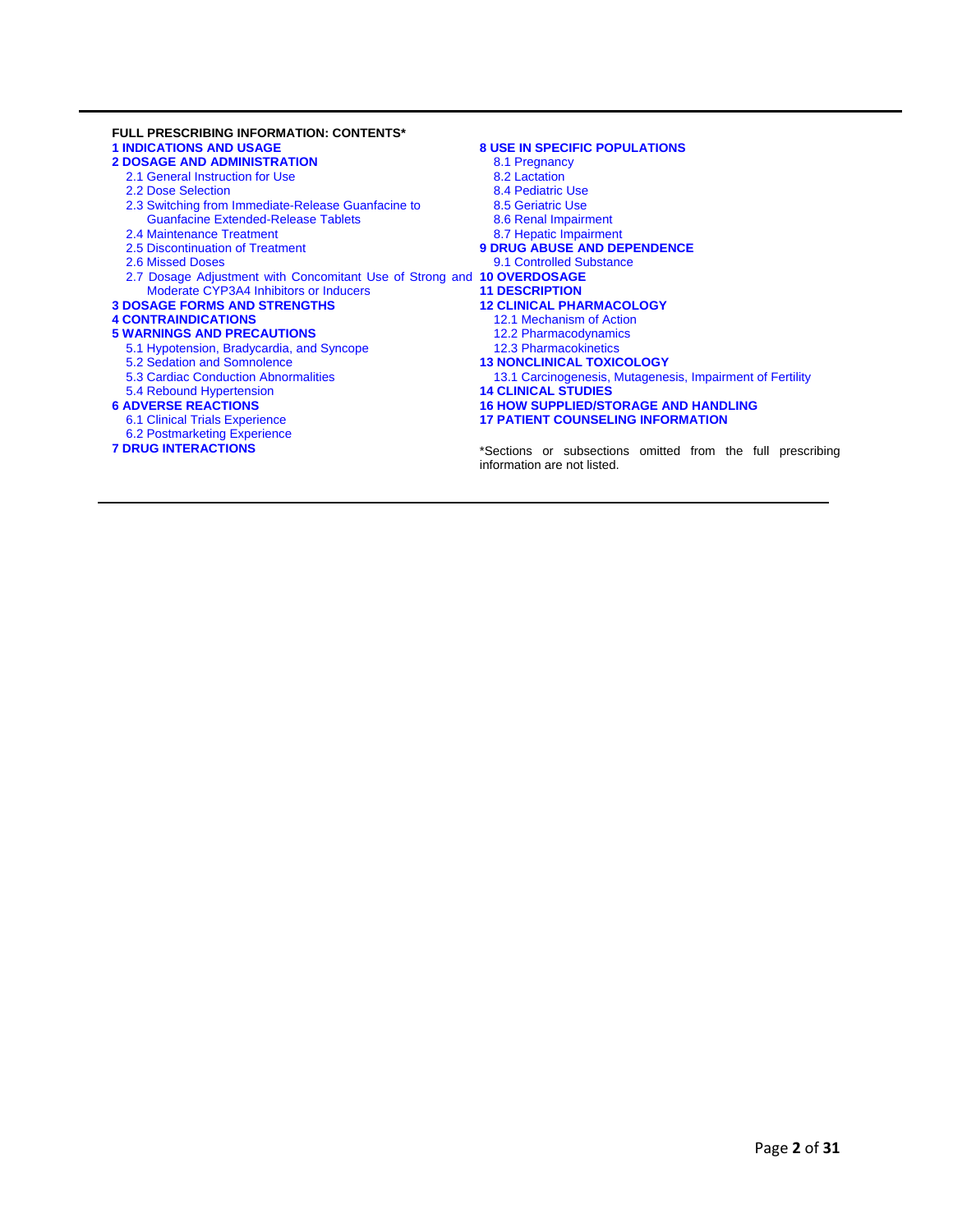**FULL PRESCRIBING INFORMATION: CONTENTS***

**1 INDICATIONS AND USAGE**

**2 DOSAGE AND ADMINISTRATION**

- 2.1 General Instruction for Use
- 2.2 Dose Selection
- 2.3 Switching from Immediate-Release Guanfacine to Guanfacine Extended-Release Tablets
- 2.4 Maintenance Treatment
- 2.5 Discontinuation of Treatment
- 2.6 Missed Doses
- 2.7 Dosage Adjustment with Concomitant Use of Strong and Moderate CYP3A4 Inhibitors or Inducers

**3 DOSAGE FORMS AND STRENGTHS**

**4 CONTRAINDICATIONS**

**5 WARNINGS AND PRECAUTIONS**

- 5.1 Hypotension, Bradycardia, and Syncope
- 5.2 Sedation and Somnolence
- 5.3 Cardiac Conduction Abnormalities
- 5.4 Rebound Hypertension

**6 ADVERSE REACTIONS**

- 6.1 Clinical Trials Experience
- 6.2 Postmarketing Experience

**7 DRUG INTERACTIONS**

**8 USE IN SPECIFIC POPULATIONS**

- 8.1 Pregnancy
- 8.2 Lactation
- 8.4 Pediatric Use
- 8.5 Geriatric Use
- 8.6 Renal Impairment
- 8.7 Hepatic Impairment

**9 DRUG ABUSE AND DEPENDENCE**

- 9.1 Controlled Substance

**10 OVERDOSAGE**

**11 DESCRIPTION**

**12 CLINICAL PHARMACOLOGY**

- 12.1 Mechanism of Action
- 12.2 Pharmacodynamics
- 12.3 Pharmacokinetics

**13 NONCLINICAL TOXICOLOGY**

- 13.1 Carcinogenesis, Mutagenesis, Impairment of Fertility

**14 CLINICAL STUDIES**

**16 HOW SUPPLIED/STORAGE AND HANDLING**

**17 PATIENT COUNSELING INFORMATION**

*Sections or subsections omitted from the full prescribing information are not listed.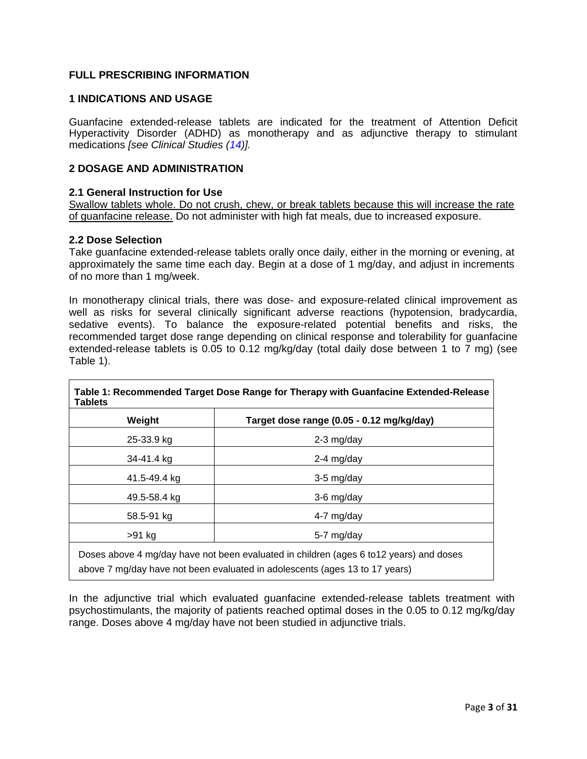# FULL PRESCRIBING INFORMATION

## 1 INDICATIONS AND USAGE

Guanfacine extended-release tablets are indicated for the treatment of Attention Deficit Hyperactivity Disorder (ADHD) as monotherapy and as adjunctive therapy to stimulant medications *[see Clinical Studies (14)].*

## 2 DOSAGE AND ADMINISTRATION

### 2.1 General Instruction for Use

Swallow tablets whole. Do not crush, chew, or break tablets because this will increase the rate of guanfacine release. Do not administer with high fat meals, due to increased exposure.

### 2.2 Dose Selection

Take guanfacine extended-release tablets orally once daily, either in the morning or evening, at approximately the same time each day. Begin at a dose of 1 mg/day, and adjust in increments of no more than 1 mg/week.

In monotherapy clinical trials, there was dose- and exposure-related clinical improvement as well as risks for several clinically significant adverse reactions (hypotension, bradycardia, sedative events). To balance the exposure-related potential benefits and risks, the recommended target dose range depending on clinical response and tolerability for guanfacine extended-release tablets is 0.05 to 0.12 mg/kg/day (total daily dose between 1 to 7 mg) (see Table 1).

**Table 1: Recommended Target Dose Range for Therapy with Guanfacine Extended-Release Tablets**

| Weight | Target dose range (0.05 - 0.12 mg/kg/day) |
|---|---|
| 25-33.9 kg | 2-3 mg/day |
| 34-41.4 kg | 2-4 mg/day |
| 41.5-49.4 kg | 3-5 mg/day |
| 49.5-58.4 kg | 3-6 mg/day |
| 58.5-91 kg | 4-7 mg/day |
| >91 kg | 5-7 mg/day |

Doses above 4 mg/day have not been evaluated in children (ages 6 to12 years) and doses above 7 mg/day have not been evaluated in adolescents (ages 13 to 17 years)

In the adjunctive trial which evaluated guanfacine extended-release tablets treatment with psychostimulants, the majority of patients reached optimal doses in the 0.05 to 0.12 mg/kg/day range. Doses above 4 mg/day have not been studied in adjunctive trials.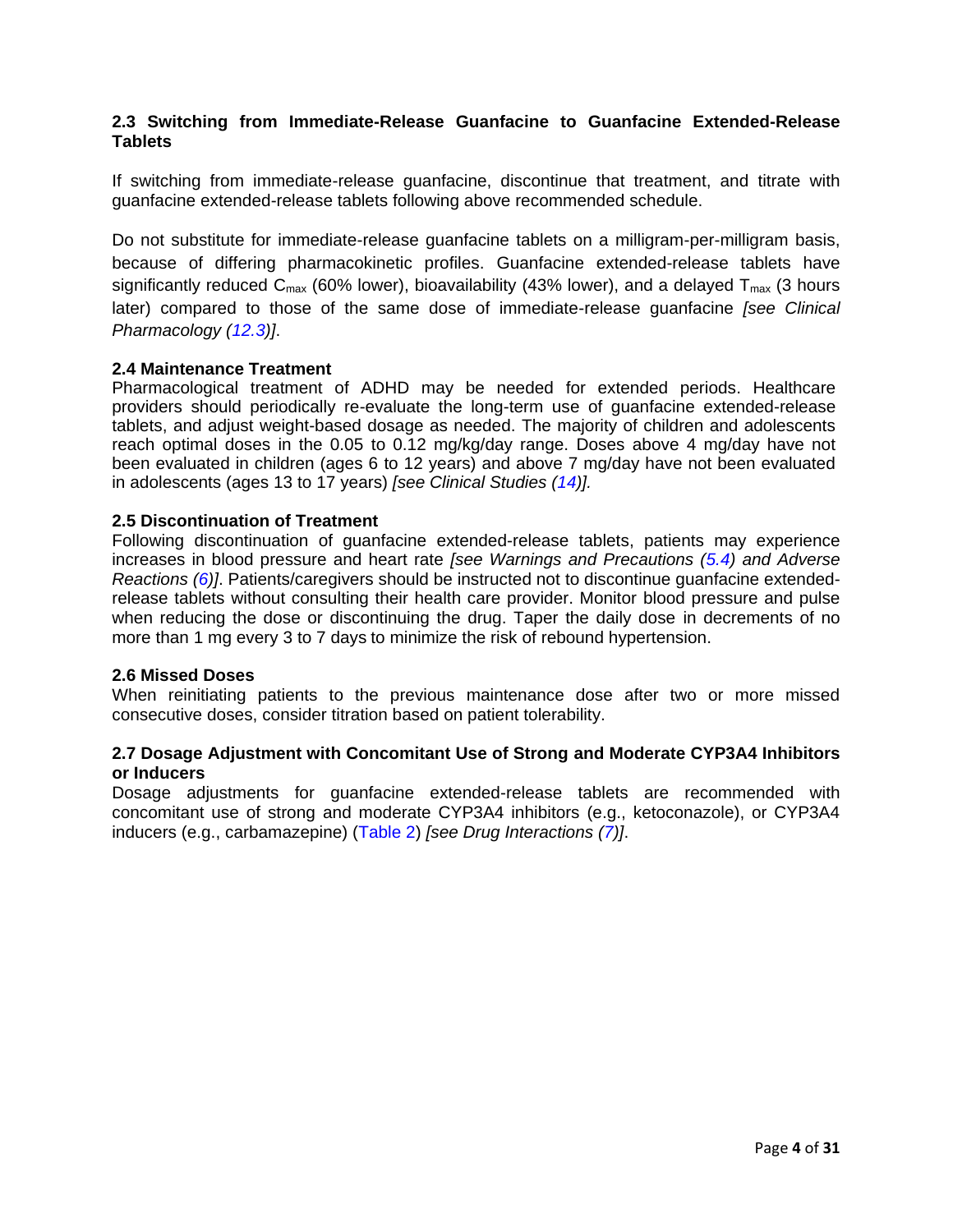### 2.3 Switching from Immediate-Release Guanfacine to Guanfacine Extended-Release Tablets

If switching from immediate-release guanfacine, discontinue that treatment, and titrate with guanfacine extended-release tablets following above recommended schedule.

Do not substitute for immediate-release guanfacine tablets on a milligram-per-milligram basis, because of differing pharmacokinetic profiles. Guanfacine extended-release tablets have significantly reduced $C_{max}$ (60% lower), bioavailability (43% lower), and a delayed $T_{max}$ (3 hours later) compared to those of the same dose of immediate-release guanfacine *[see Clinical Pharmacology (12.3)]*.

### 2.4 Maintenance Treatment

Pharmacological treatment of ADHD may be needed for extended periods. Healthcare providers should periodically re-evaluate the long-term use of guanfacine extended-release tablets, and adjust weight-based dosage as needed. The majority of children and adolescents reach optimal doses in the 0.05 to 0.12 mg/kg/day range. Doses above 4 mg/day have not been evaluated in children (ages 6 to 12 years) and above 7 mg/day have not been evaluated in adolescents (ages 13 to 17 years) *[see Clinical Studies (14)].*

### 2.5 Discontinuation of Treatment

Following discontinuation of guanfacine extended-release tablets, patients may experience increases in blood pressure and heart rate *[see Warnings and Precautions (5.4) and Adverse Reactions (6)]*. Patients/caregivers should be instructed not to discontinue guanfacine extended-release tablets without consulting their health care provider. Monitor blood pressure and pulse when reducing the dose or discontinuing the drug. Taper the daily dose in decrements of no more than 1 mg every 3 to 7 days to minimize the risk of rebound hypertension.

### 2.6 Missed Doses

When reinitiating patients to the previous maintenance dose after two or more missed consecutive doses, consider titration based on patient tolerability.

### 2.7 Dosage Adjustment with Concomitant Use of Strong and Moderate CYP3A4 Inhibitors or Inducers

Dosage adjustments for guanfacine extended-release tablets are recommended with concomitant use of strong and moderate CYP3A4 inhibitors (e.g., ketoconazole), or CYP3A4 inducers (e.g., carbamazepine) (Table 2) *[see Drug Interactions (7)]*.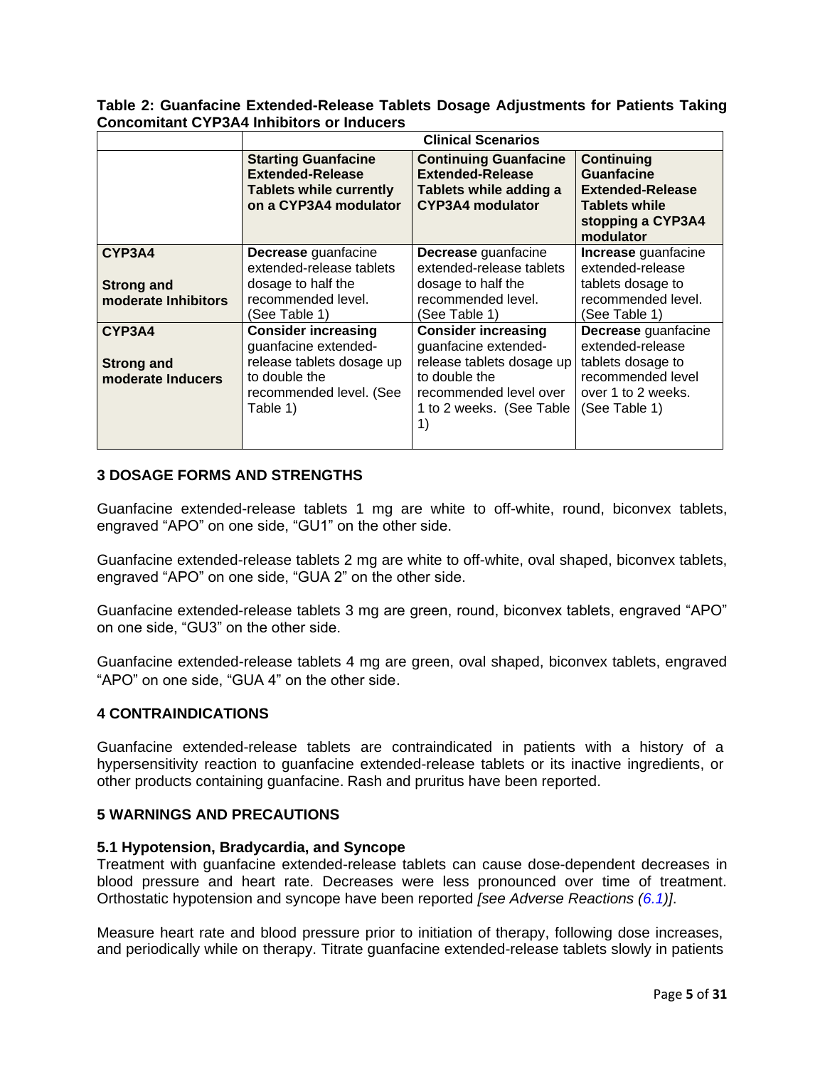**Table 2: Guanfacine Extended-Release Tablets Dosage Adjustments for Patients Taking Concomitant CYP3A4 Inhibitors or Inducers**

| | Clinical Scenarios | | |
|---|---|---|---|
| | **Starting Guanfacine Extended-Release Tablets while currently on a CYP3A4 modulator** | **Continuing Guanfacine Extended-Release Tablets while adding a CYP3A4 modulator** | **Continuing Guanfacine Extended-Release Tablets while stopping a CYP3A4 modulator** |
| **CYP3A4 Strong and moderate Inhibitors** | **Decrease** guanfacine extended-release tablets dosage to half the recommended level. (See Table 1) | **Decrease** guanfacine extended-release tablets dosage to half the recommended level. (See Table 1) | **Increase** guanfacine extended-release tablets dosage to recommended level. (See Table 1) |
| **CYP3A4 Strong and moderate Inducers** | **Consider increasing** guanfacine extended-release tablets dosage up to double the recommended level. (See Table 1) | **Consider increasing** guanfacine extended-release tablets dosage up to double the recommended level over 1 to 2 weeks. (See Table 1) | **Decrease** guanfacine extended-release tablets dosage to recommended level over 1 to 2 weeks. (See Table 1) |

## 3 DOSAGE FORMS AND STRENGTHS

Guanfacine extended-release tablets 1 mg are white to off-white, round, biconvex tablets, engraved "APO" on one side, "GU1" on the other side.

Guanfacine extended-release tablets 2 mg are white to off-white, oval shaped, biconvex tablets, engraved "APO" on one side, "GUA 2" on the other side.

Guanfacine extended-release tablets 3 mg are green, round, biconvex tablets, engraved "APO" on one side, "GU3" on the other side.

Guanfacine extended-release tablets 4 mg are green, oval shaped, biconvex tablets, engraved "APO" on one side, "GUA 4" on the other side.

## 4 CONTRAINDICATIONS

Guanfacine extended-release tablets are contraindicated in patients with a history of a hypersensitivity reaction to guanfacine extended-release tablets or its inactive ingredients, or other products containing guanfacine. Rash and pruritus have been reported.

## 5 WARNINGS AND PRECAUTIONS

### 5.1 Hypotension, Bradycardia, and Syncope

Treatment with guanfacine extended-release tablets can cause dose-dependent decreases in blood pressure and heart rate. Decreases were less pronounced over time of treatment. Orthostatic hypotension and syncope have been reported *[see Adverse Reactions (6.1)]*.

Measure heart rate and blood pressure prior to initiation of therapy, following dose increases, and periodically while on therapy. Titrate guanfacine extended-release tablets slowly in patients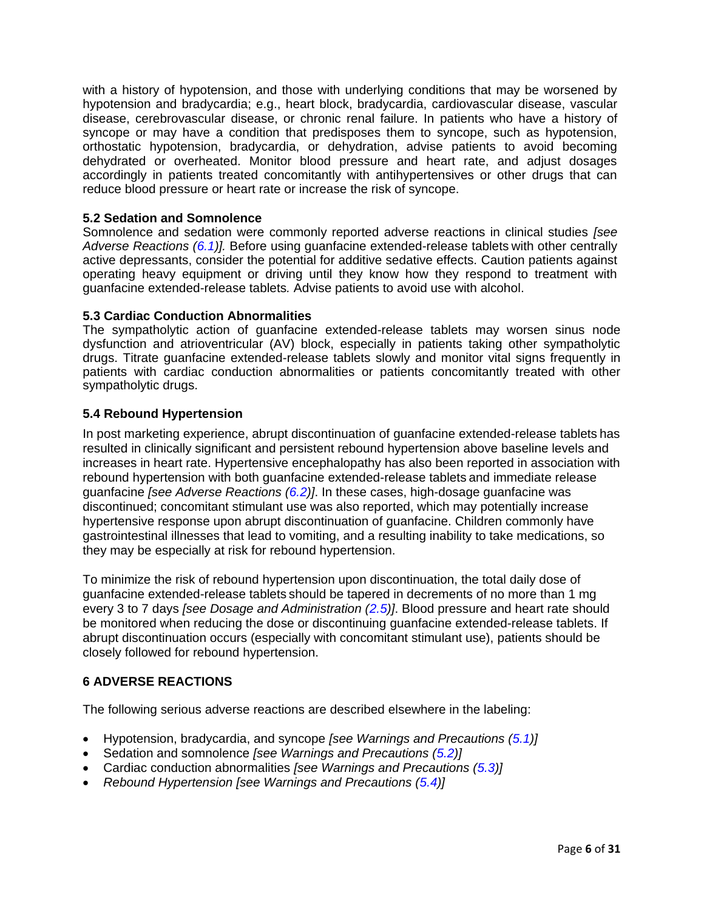with a history of hypotension, and those with underlying conditions that may be worsened by hypotension and bradycardia; e.g., heart block, bradycardia, cardiovascular disease, vascular disease, cerebrovascular disease, or chronic renal failure. In patients who have a history of syncope or may have a condition that predisposes them to syncope, such as hypotension, orthostatic hypotension, bradycardia, or dehydration, advise patients to avoid becoming dehydrated or overheated. Monitor blood pressure and heart rate, and adjust dosages accordingly in patients treated concomitantly with antihypertensives or other drugs that can reduce blood pressure or heart rate or increase the risk of syncope.

### 5.2 Sedation and Somnolence

Somnolence and sedation were commonly reported adverse reactions in clinical studies *[see Adverse Reactions (6.1)].* Before using guanfacine extended-release tablets with other centrally active depressants, consider the potential for additive sedative effects. Caution patients against operating heavy equipment or driving until they know how they respond to treatment with guanfacine extended-release tablets*.* Advise patients to avoid use with alcohol.

### 5.3 Cardiac Conduction Abnormalities

The sympatholytic action of guanfacine extended-release tablets may worsen sinus node dysfunction and atrioventricular (AV) block, especially in patients taking other sympatholytic drugs. Titrate guanfacine extended-release tablets slowly and monitor vital signs frequently in patients with cardiac conduction abnormalities or patients concomitantly treated with other sympatholytic drugs.

### 5.4 Rebound Hypertension

In post marketing experience, abrupt discontinuation of guanfacine extended-release tablets has resulted in clinically significant and persistent rebound hypertension above baseline levels and increases in heart rate. Hypertensive encephalopathy has also been reported in association with rebound hypertension with both guanfacine extended-release tablets and immediate release guanfacine *[see Adverse Reactions (6.2)]*. In these cases, high-dosage guanfacine was discontinued; concomitant stimulant use was also reported, which may potentially increase hypertensive response upon abrupt discontinuation of guanfacine. Children commonly have gastrointestinal illnesses that lead to vomiting, and a resulting inability to take medications, so they may be especially at risk for rebound hypertension.

To minimize the risk of rebound hypertension upon discontinuation, the total daily dose of guanfacine extended-release tablets should be tapered in decrements of no more than 1 mg every 3 to 7 days *[see Dosage and Administration (2.5)]*. Blood pressure and heart rate should be monitored when reducing the dose or discontinuing guanfacine extended-release tablets. If abrupt discontinuation occurs (especially with concomitant stimulant use), patients should be closely followed for rebound hypertension.

## 6 ADVERSE REACTIONS

The following serious adverse reactions are described elsewhere in the labeling:

- Hypotension, bradycardia, and syncope *[see Warnings and Precautions (5.1)]*
- Sedation and somnolence *[see Warnings and Precautions (5.2)]*
- Cardiac conduction abnormalities *[see Warnings and Precautions (5.3)]*
- *Rebound Hypertension [see Warnings and Precautions (5.4)]*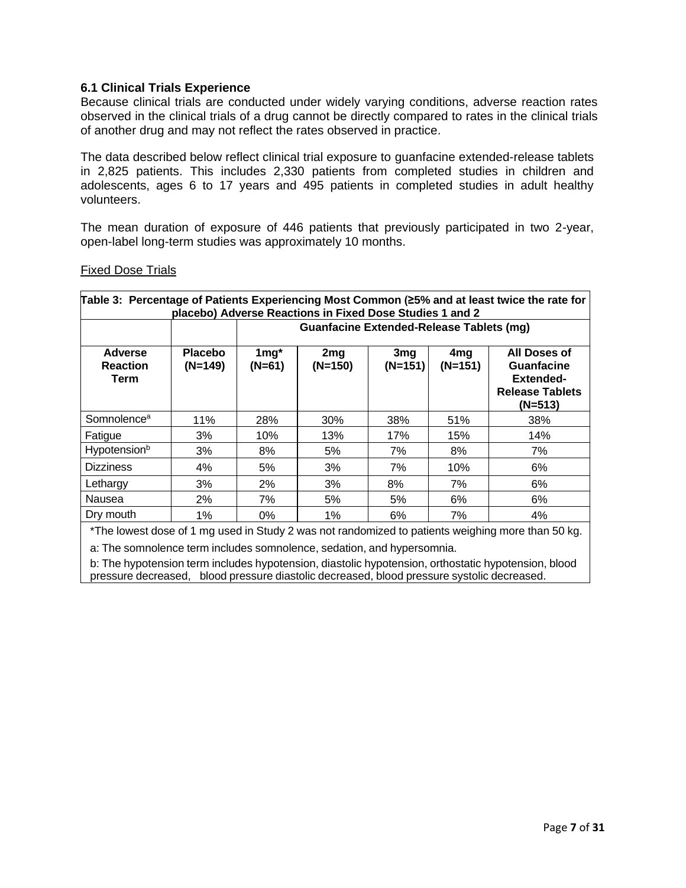### 6.1 Clinical Trials Experience

Because clinical trials are conducted under widely varying conditions, adverse reaction rates observed in the clinical trials of a drug cannot be directly compared to rates in the clinical trials of another drug and may not reflect the rates observed in practice.

The data described below reflect clinical trial exposure to guanfacine extended-release tablets in 2,825 patients. This includes 2,330 patients from completed studies in children and adolescents, ages 6 to 17 years and 495 patients in completed studies in adult healthy volunteers.

The mean duration of exposure of 446 patients that previously participated in two 2-year, open-label long-term studies was approximately 10 months.

Fixed Dose Trials

**Table 3: Percentage of Patients Experiencing Most Common (≥5% and at least twice the rate for placebo) Adverse Reactions in Fixed Dose Studies 1 and 2**

| | | **Guanfacine Extended-Release Tablets (mg)** | | | | |
|---|---|---|---|---|---|---|
| **Adverse Reaction Term** | **Placebo (N=149)** | **1mg* (N=61)** | **2mg (N=150)** | **3mg (N=151)** | **4mg (N=151)** | **All Doses of Guanfacine Extended-Release Tablets (N=513)** |
| Somnolence[a] | 11% | 28% | 30% | 38% | 51% | 38% |
| Fatigue | 3% | 10% | 13% | 17% | 15% | 14% |
| Hypotension[b] | 3% | 8% | 5% | 7% | 8% | 7% |
| Dizziness | 4% | 5% | 3% | 7% | 10% | 6% |
| Lethargy | 3% | 2% | 3% | 8% | 7% | 6% |
| Nausea | 2% | 7% | 5% | 5% | 6% | 6% |
| Dry mouth | 1% | 0% | 1% | 6% | 7% | 4% |

*The lowest dose of 1 mg used in Study 2 was not randomized to patients weighing more than 50 kg.

a: The somnolence term includes somnolence, sedation, and hypersomnia.

b: The hypotension term includes hypotension, diastolic hypotension, orthostatic hypotension, blood pressure decreased, blood pressure diastolic decreased, blood pressure systolic decreased.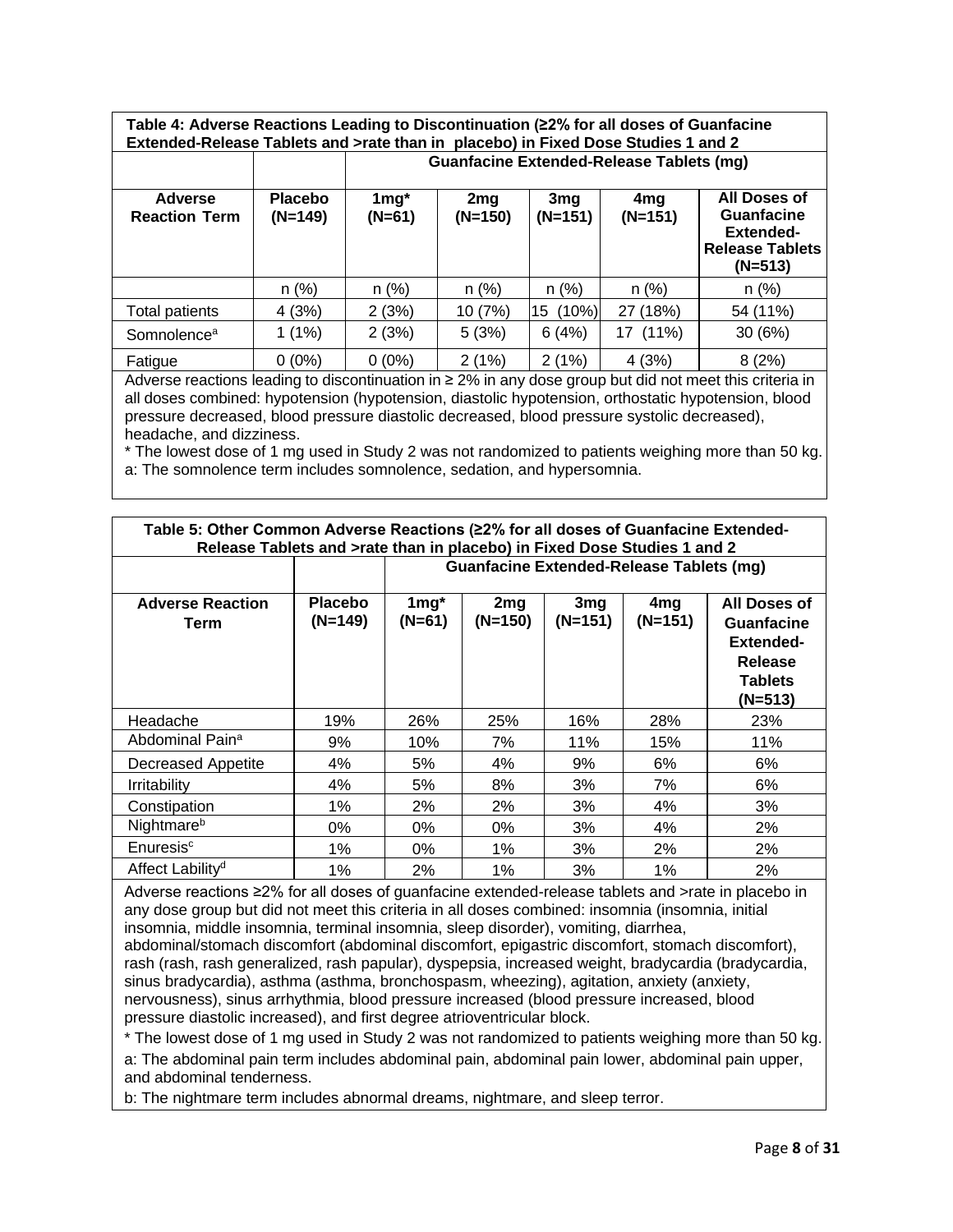**Table 4: Adverse Reactions Leading to Discontinuation (≥2% for all doses of Guanfacine Extended-Release Tablets and >rate than in placebo) in Fixed Dose Studies 1 and 2**

| | | Guanfacine Extended-Release Tablets (mg) | | | | |
|---|---|---|---|---|---|---|
| **Adverse Reaction Term** | **Placebo (N=149)** | **1mg* (N=61)** | **2mg (N=150)** | **3mg (N=151)** | **4mg (N=151)** | **All Doses of Guanfacine Extended-Release Tablets (N=513)** |
| | n (%) | n (%) | n (%) | n (%) | n (%) | n (%) |
| Total patients | 4 (3%) | 2 (3%) | 10 (7%) | 15 (10%) | 27 (18%) | 54 (11%) |
| Somnolence[a] | 1 (1%) | 2 (3%) | 5 (3%) | 6 (4%) | 17 (11%) | 30 (6%) |
| Fatigue | 0 (0%) | 0 (0%) | 2 (1%) | 2 (1%) | 4 (3%) | 8 (2%) |

Adverse reactions leading to discontinuation in ≥ 2% in any dose group but did not meet this criteria in all doses combined: hypotension (hypotension, diastolic hypotension, orthostatic hypotension, blood pressure decreased, blood pressure diastolic decreased, blood pressure systolic decreased), headache, and dizziness.

* The lowest dose of 1 mg used in Study 2 was not randomized to patients weighing more than 50 kg.

a: The somnolence term includes somnolence, sedation, and hypersomnia.

**Table 5: Other Common Adverse Reactions (≥2% for all doses of Guanfacine Extended-Release Tablets and >rate than in placebo) in Fixed Dose Studies 1 and 2**

| | | Guanfacine Extended-Release Tablets (mg) | | | | |
|---|---|---|---|---|---|---|
| **Adverse Reaction Term** | **Placebo (N=149)** | **1mg* (N=61)** | **2mg (N=150)** | **3mg (N=151)** | **4mg (N=151)** | **All Doses of Guanfacine Extended-Release Tablets (N=513)** |
| Headache | 19% | 26% | 25% | 16% | 28% | 23% |
| Abdominal Pain[a] | 9% | 10% | 7% | 11% | 15% | 11% |
| Decreased Appetite | 4% | 5% | 4% | 9% | 6% | 6% |
| Irritability | 4% | 5% | 8% | 3% | 7% | 6% |
| Constipation | 1% | 2% | 2% | 3% | 4% | 3% |
| Nightmare[b] | 0% | 0% | 0% | 3% | 4% | 2% |
| Enuresis[c] | 1% | 0% | 1% | 3% | 2% | 2% |
| Affect Lability[d] | 1% | 2% | 1% | 3% | 1% | 2% |

Adverse reactions ≥2% for all doses of guanfacine extended-release tablets and >rate in placebo in any dose group but did not meet this criteria in all doses combined: insomnia (insomnia, initial insomnia, middle insomnia, terminal insomnia, sleep disorder), vomiting, diarrhea, abdominal/stomach discomfort (abdominal discomfort, epigastric discomfort, stomach discomfort), rash (rash, rash generalized, rash papular), dyspepsia, increased weight, bradycardia (bradycardia, sinus bradycardia), asthma (asthma, bronchospasm, wheezing), agitation, anxiety (anxiety, nervousness), sinus arrhythmia, blood pressure increased (blood pressure increased, blood pressure diastolic increased), and first degree atrioventricular block.

* The lowest dose of 1 mg used in Study 2 was not randomized to patients weighing more than 50 kg.

a: The abdominal pain term includes abdominal pain, abdominal pain lower, abdominal pain upper, and abdominal tenderness.

b: The nightmare term includes abnormal dreams, nightmare, and sleep terror.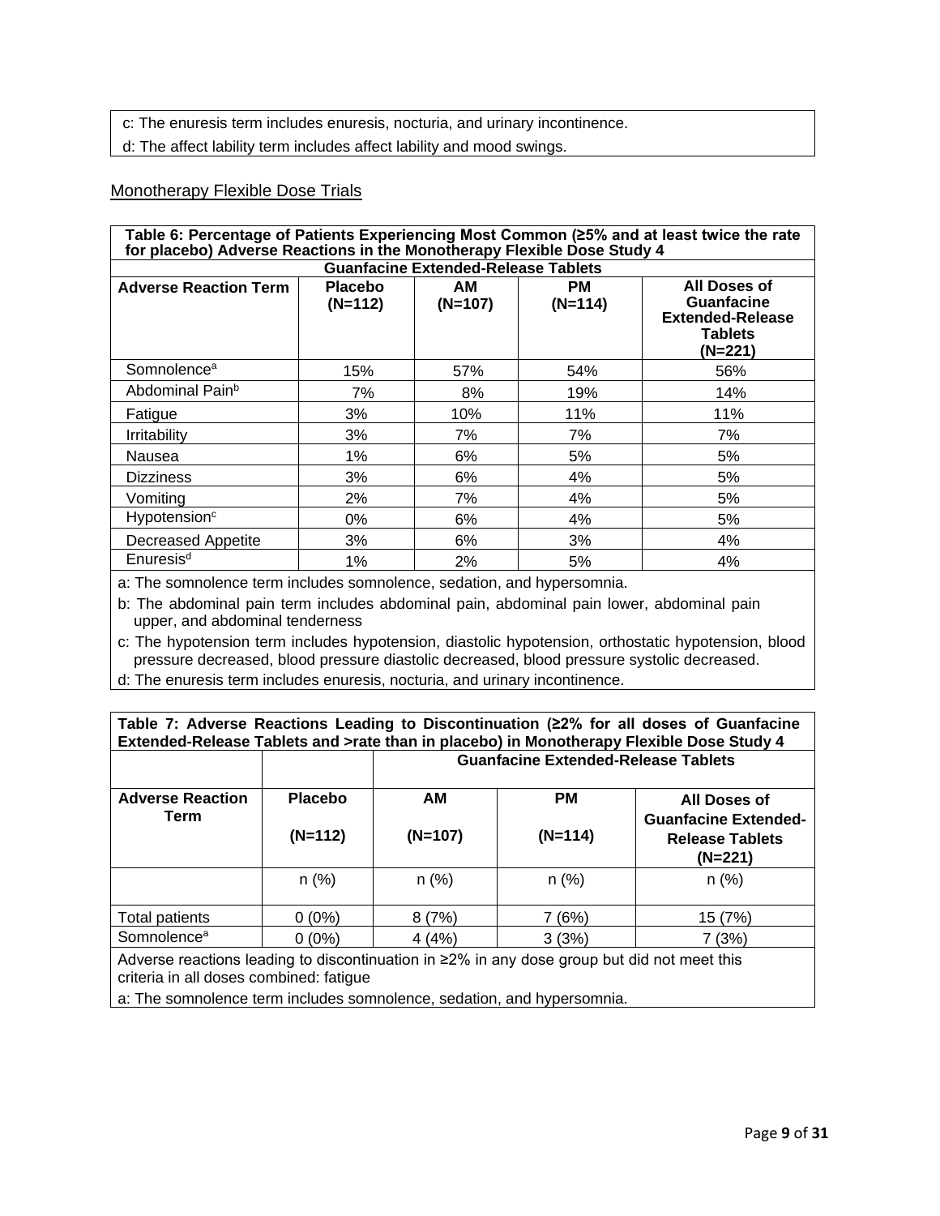c: The enuresis term includes enuresis, nocturia, and urinary incontinence.

d: The affect lability term includes affect lability and mood swings.

Monotherapy Flexible Dose Trials

**Table 6: Percentage of Patients Experiencing Most Common (≥5% and at least twice the rate for placebo) Adverse Reactions in the Monotherapy Flexible Dose Study 4**

| | | Guanfacine Extended-Release Tablets | | |
|---|---|---|---|---|
| **Adverse Reaction Term** | **Placebo (N=112)** | **AM (N=107)** | **PM (N=114)** | **All Doses of Guanfacine Extended-Release Tablets (N=221)** |
| Somnolence[a] | 15% | 57% | 54% | 56% |
| Abdominal Pain[b] | 7% | 8% | 19% | 14% |
| Fatigue | 3% | 10% | 11% | 11% |
| Irritability | 3% | 7% | 7% | 7% |
| Nausea | 1% | 6% | 5% | 5% |
| Dizziness | 3% | 6% | 4% | 5% |
| Vomiting | 2% | 7% | 4% | 5% |
| Hypotension[c] | 0% | 6% | 4% | 5% |
| Decreased Appetite | 3% | 6% | 3% | 4% |
| Enuresis[d] | 1% | 2% | 5% | 4% |

a: The somnolence term includes somnolence, sedation, and hypersomnia.

b: The abdominal pain term includes abdominal pain, abdominal pain lower, abdominal pain upper, and abdominal tenderness

c: The hypotension term includes hypotension, diastolic hypotension, orthostatic hypotension, blood pressure decreased, blood pressure diastolic decreased, blood pressure systolic decreased.

d: The enuresis term includes enuresis, nocturia, and urinary incontinence.

**Table 7: Adverse Reactions Leading to Discontinuation (≥2% for all doses of Guanfacine Extended-Release Tablets and >rate than in placebo) in Monotherapy Flexible Dose Study 4**

| | | Guanfacine Extended-Release Tablets | | |
|---|---|---|---|---|
| **Adverse Reaction Term** | **Placebo (N=112)** | **AM (N=107)** | **PM (N=114)** | **All Doses of Guanfacine Extended-Release Tablets (N=221)** |
| | n (%) | n (%) | n (%) | n (%) |
| Total patients | 0 (0%) | 8 (7%) | 7 (6%) | 15 (7%) |
| Somnolence[a] | 0 (0%) | 4 (4%) | 3 (3%) | 7 (3%) |

Adverse reactions leading to discontinuation in ≥2% in any dose group but did not meet this criteria in all doses combined: fatigue

a: The somnolence term includes somnolence, sedation, and hypersomnia.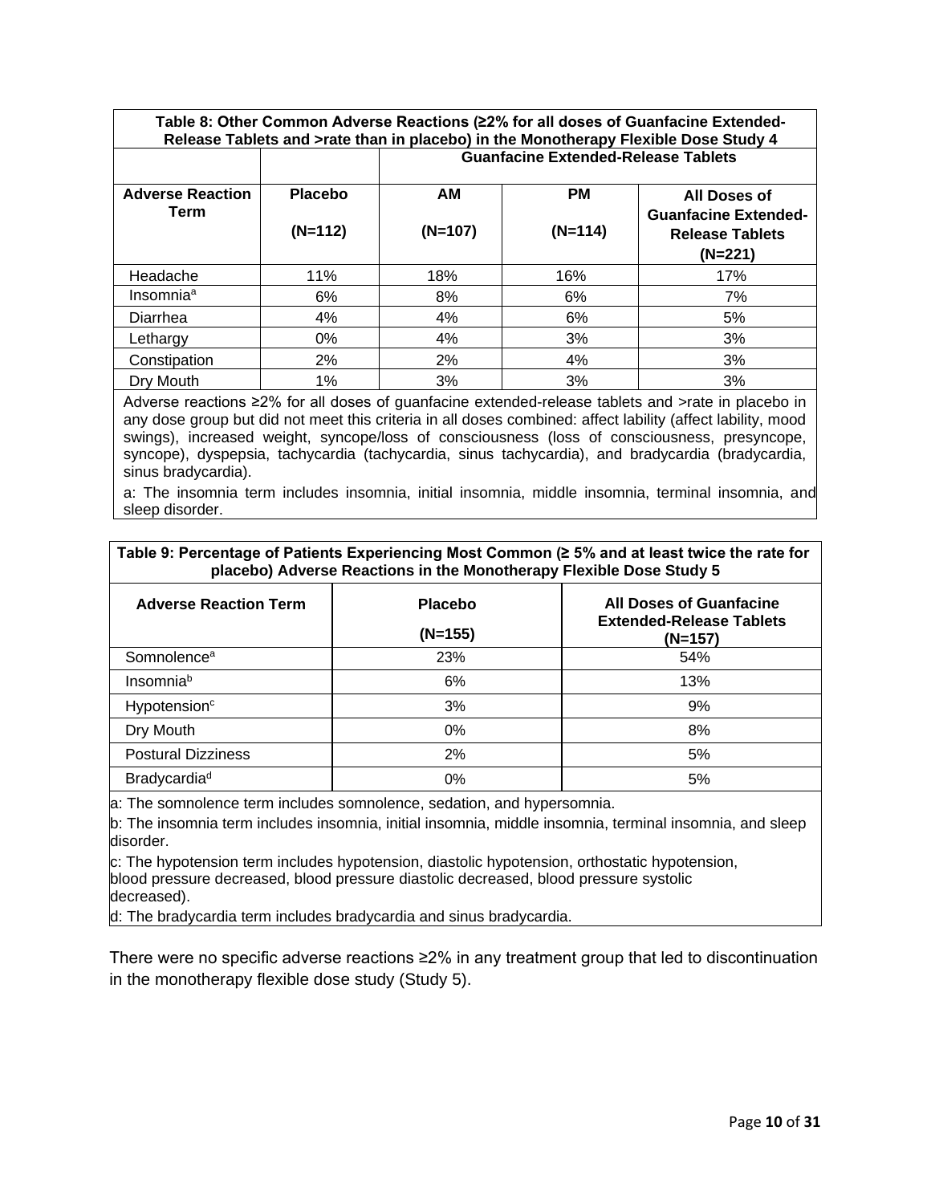**Table 8: Other Common Adverse Reactions (≥2% for all doses of Guanfacine Extended-Release Tablets and >rate than in placebo) in the Monotherapy Flexible Dose Study 4**

| | | Guanfacine Extended-Release Tablets | | |
|---|---|---|---|---|
| **Adverse Reaction Term** | **Placebo (N=112)** | **AM (N=107)** | **PM (N=114)** | **All Doses of Guanfacine Extended-Release Tablets (N=221)** |
| Headache | 11% | 18% | 16% | 17% |
| Insomnia[a] | 6% | 8% | 6% | 7% |
| Diarrhea | 4% | 4% | 6% | 5% |
| Lethargy | 0% | 4% | 3% | 3% |
| Constipation | 2% | 2% | 4% | 3% |
| Dry Mouth | 1% | 3% | 3% | 3% |

Adverse reactions ≥2% for all doses of guanfacine extended-release tablets and >rate in placebo in any dose group but did not meet this criteria in all doses combined: affect lability (affect lability, mood swings), increased weight, syncope/loss of consciousness (loss of consciousness, presyncope, syncope), dyspepsia, tachycardia (tachycardia, sinus tachycardia), and bradycardia (bradycardia, sinus bradycardia).

a: The insomnia term includes insomnia, initial insomnia, middle insomnia, terminal insomnia, and sleep disorder.

**Table 9: Percentage of Patients Experiencing Most Common (≥ 5% and at least twice the rate for placebo) Adverse Reactions in the Monotherapy Flexible Dose Study 5**

| Adverse Reaction Term | Placebo (N=155) | All Doses of Guanfacine Extended-Release Tablets (N=157) |
|---|---|---|
| Somnolence[a] | 23% | 54% |
| Insomnia[b] | 6% | 13% |
| Hypotension[c] | 3% | 9% |
| Dry Mouth | 0% | 8% |
| Postural Dizziness | 2% | 5% |
| Bradycardia[d] | 0% | 5% |

a: The somnolence term includes somnolence, sedation, and hypersomnia.

b: The insomnia term includes insomnia, initial insomnia, middle insomnia, terminal insomnia, and sleep disorder.

c: The hypotension term includes hypotension, diastolic hypotension, orthostatic hypotension, blood pressure decreased, blood pressure diastolic decreased, blood pressure systolic decreased).

d: The bradycardia term includes bradycardia and sinus bradycardia.

There were no specific adverse reactions ≥2% in any treatment group that led to discontinuation in the monotherapy flexible dose study (Study 5).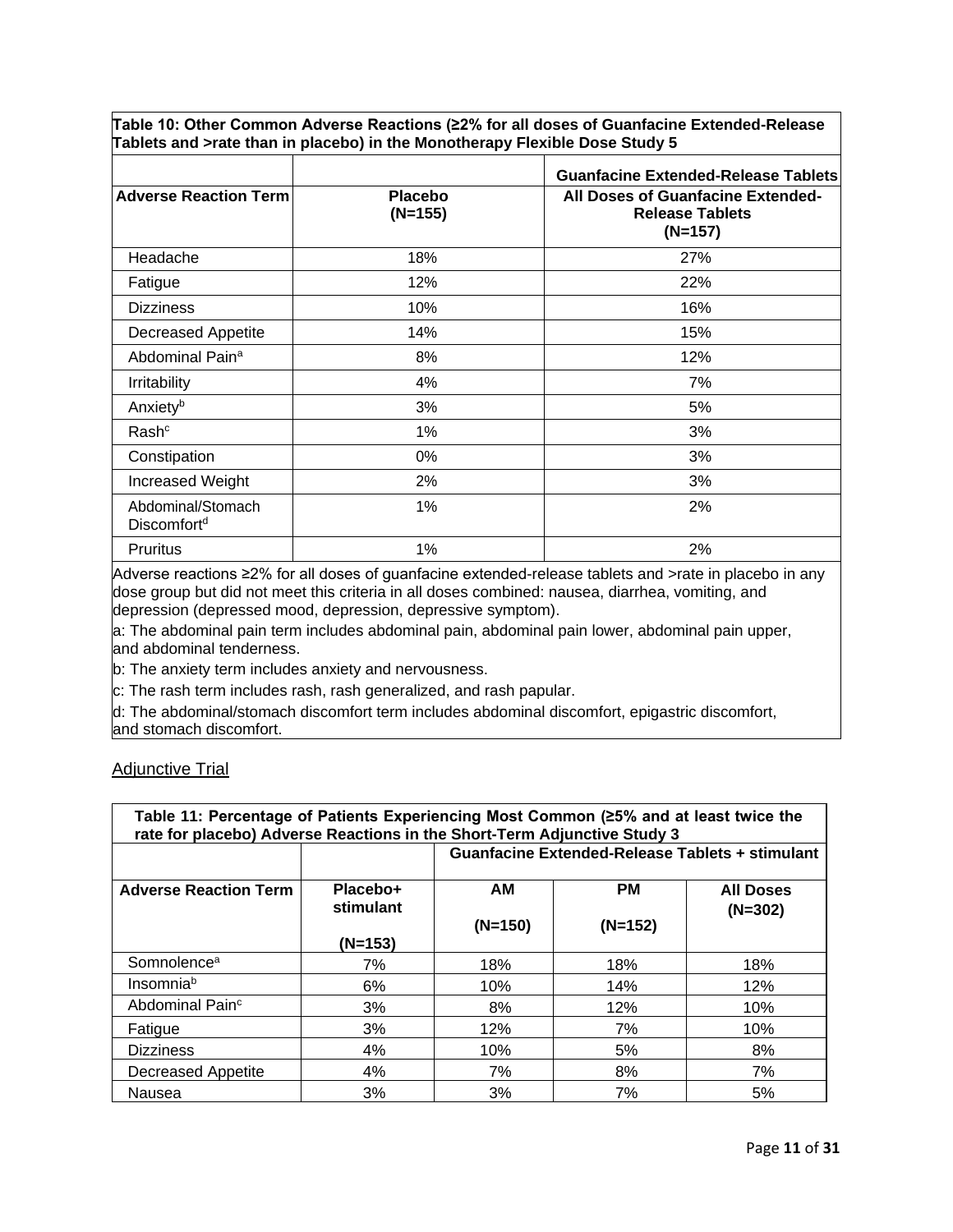**Table 10: Other Common Adverse Reactions (≥2% for all doses of Guanfacine Extended-Release Tablets and >rate than in placebo) in the Monotherapy Flexible Dose Study 5**

| | | Guanfacine Extended-Release Tablets |
|---|---|---|
| **Adverse Reaction Term** | **Placebo (N=155)** | **All Doses of Guanfacine Extended-Release Tablets (N=157)** |
| Headache | 18% | 27% |
| Fatigue | 12% | 22% |
| Dizziness | 10% | 16% |
| Decreased Appetite | 14% | 15% |
| Abdominal Pain[a] | 8% | 12% |
| Irritability | 4% | 7% |
| Anxiety[b] | 3% | 5% |
| Rash[c] | 1% | 3% |
| Constipation | 0% | 3% |
| Increased Weight | 2% | 3% |
| Abdominal/Stomach Discomfort[d] | 1% | 2% |
| Pruritus | 1% | 2% |

Adverse reactions ≥2% for all doses of guanfacine extended-release tablets and >rate in placebo in any dose group but did not meet this criteria in all doses combined: nausea, diarrhea, vomiting, and depression (depressed mood, depression, depressive symptom).

a: The abdominal pain term includes abdominal pain, abdominal pain lower, abdominal pain upper, and abdominal tenderness.

b: The anxiety term includes anxiety and nervousness.

c: The rash term includes rash, rash generalized, and rash papular.

d: The abdominal/stomach discomfort term includes abdominal discomfort, epigastric discomfort, and stomach discomfort.

Adjunctive Trial

**Table 11: Percentage of Patients Experiencing Most Common (≥5% and at least twice the rate for placebo) Adverse Reactions in the Short-Term Adjunctive Study 3**

| | | Guanfacine Extended-Release Tablets + stimulant | | |
|---|---|---|---|---|
| **Adverse Reaction Term** | **Placebo+ stimulant (N=153)** | **AM (N=150)** | **PM (N=152)** | **All Doses (N=302)** |
| Somnolence[a] | 7% | 18% | 18% | 18% |
| Insomnia[b] | 6% | 10% | 14% | 12% |
| Abdominal Pain[c] | 3% | 8% | 12% | 10% |
| Fatigue | 3% | 12% | 7% | 10% |
| Dizziness | 4% | 10% | 5% | 8% |
| Decreased Appetite | 4% | 7% | 8% | 7% |
| Nausea | 3% | 3% | 7% | 5% |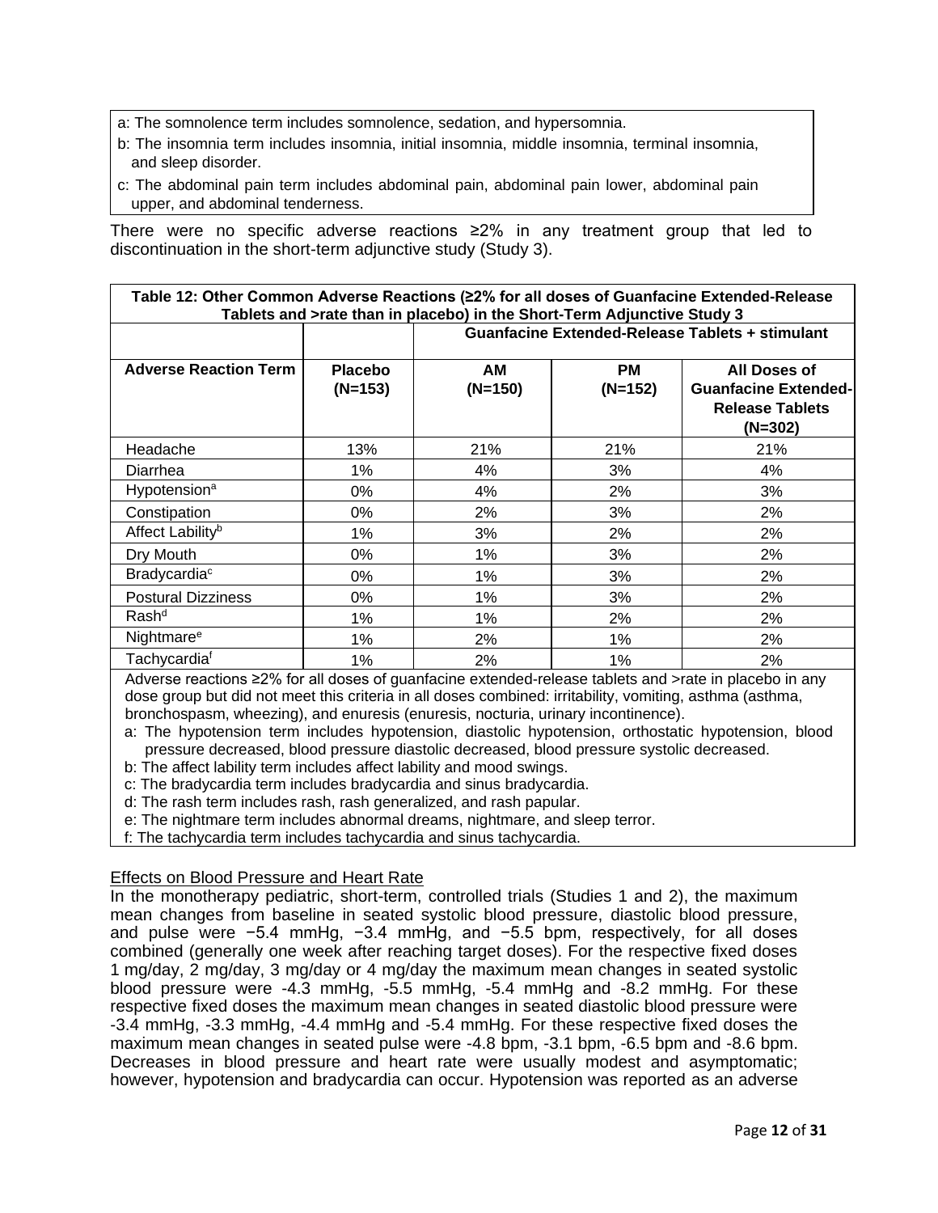a: The somnolence term includes somnolence, sedation, and hypersomnia.

b: The insomnia term includes insomnia, initial insomnia, middle insomnia, terminal insomnia, and sleep disorder.

c: The abdominal pain term includes abdominal pain, abdominal pain lower, abdominal pain upper, and abdominal tenderness.

There were no specific adverse reactions ≥2% in any treatment group that led to discontinuation in the short-term adjunctive study (Study 3).

**Table 12: Other Common Adverse Reactions (≥2% for all doses of Guanfacine Extended-Release Tablets and >rate than in placebo) in the Short-Term Adjunctive Study 3**

| | | Guanfacine Extended-Release Tablets + stimulant | | |
|---|---|---|---|---|
| **Adverse Reaction Term** | **Placebo (N=153)** | **AM (N=150)** | **PM (N=152)** | **All Doses of Guanfacine Extended-Release Tablets (N=302)** |
| Headache | 13% | 21% | 21% | 21% |
| Diarrhea | 1% | 4% | 3% | 4% |
| Hypotension[a] | 0% | 4% | 2% | 3% |
| Constipation | 0% | 2% | 3% | 2% |
| Affect Lability[b] | 1% | 3% | 2% | 2% |
| Dry Mouth | 0% | 1% | 3% | 2% |
| Bradycardia[c] | 0% | 1% | 3% | 2% |
| Postural Dizziness | 0% | 1% | 3% | 2% |
| Rash[d] | 1% | 1% | 2% | 2% |
| Nightmare[e] | 1% | 2% | 1% | 2% |
| Tachycardia[f] | 1% | 2% | 1% | 2% |

Adverse reactions ≥2% for all doses of guanfacine extended-release tablets and >rate in placebo in any dose group but did not meet this criteria in all doses combined: irritability, vomiting, asthma (asthma, bronchospasm, wheezing), and enuresis (enuresis, nocturia, urinary incontinence).

a: The hypotension term includes hypotension, diastolic hypotension, orthostatic hypotension, blood pressure decreased, blood pressure diastolic decreased, blood pressure systolic decreased.

b: The affect lability term includes affect lability and mood swings.

c: The bradycardia term includes bradycardia and sinus bradycardia.

d: The rash term includes rash, rash generalized, and rash papular.

e: The nightmare term includes abnormal dreams, nightmare, and sleep terror.

f: The tachycardia term includes tachycardia and sinus tachycardia.

Effects on Blood Pressure and Heart Rate

In the monotherapy pediatric, short-term, controlled trials (Studies 1 and 2), the maximum mean changes from baseline in seated systolic blood pressure, diastolic blood pressure, and pulse were −5.4 mmHg, −3.4 mmHg, and −5.5 bpm, respectively, for all doses combined (generally one week after reaching target doses). For the respective fixed doses 1 mg/day, 2 mg/day, 3 mg/day or 4 mg/day the maximum mean changes in seated systolic blood pressure were -4.3 mmHg, -5.5 mmHg, -5.4 mmHg and -8.2 mmHg. For these respective fixed doses the maximum mean changes in seated diastolic blood pressure were -3.4 mmHg, -3.3 mmHg, -4.4 mmHg and -5.4 mmHg. For these respective fixed doses the maximum mean changes in seated pulse were -4.8 bpm, -3.1 bpm, -6.5 bpm and -8.6 bpm. Decreases in blood pressure and heart rate were usually modest and asymptomatic; however, hypotension and bradycardia can occur. Hypotension was reported as an adverse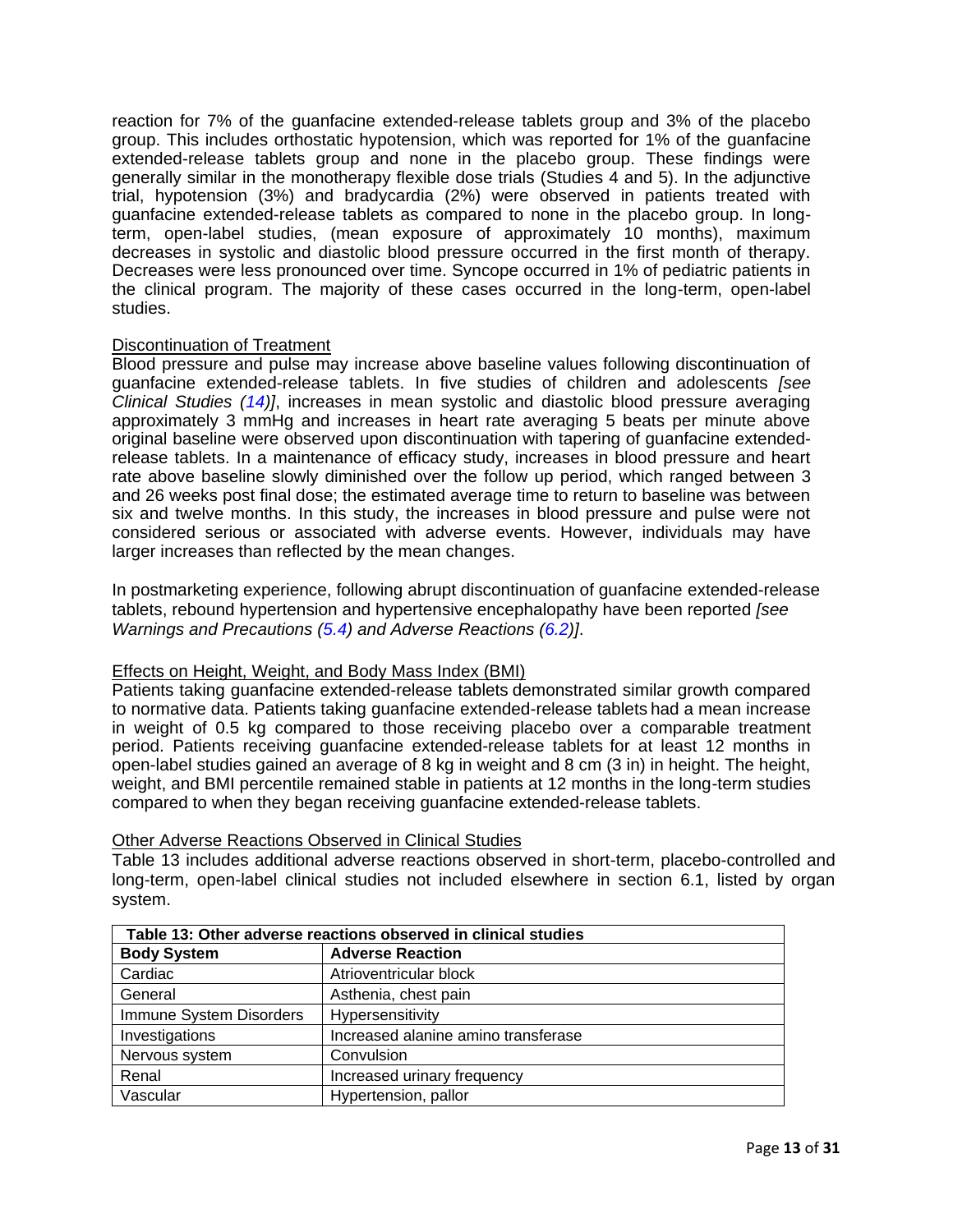reaction for 7% of the guanfacine extended-release tablets group and 3% of the placebo group. This includes orthostatic hypotension, which was reported for 1% of the guanfacine extended-release tablets group and none in the placebo group. These findings were generally similar in the monotherapy flexible dose trials (Studies 4 and 5). In the adjunctive trial, hypotension (3%) and bradycardia (2%) were observed in patients treated with guanfacine extended-release tablets as compared to none in the placebo group. In long-term, open-label studies, (mean exposure of approximately 10 months), maximum decreases in systolic and diastolic blood pressure occurred in the first month of therapy. Decreases were less pronounced over time. Syncope occurred in 1% of pediatric patients in the clinical program. The majority of these cases occurred in the long-term, open-label studies.

Discontinuation of Treatment

Blood pressure and pulse may increase above baseline values following discontinuation of guanfacine extended-release tablets. In five studies of children and adolescents *[see Clinical Studies (14)]*, increases in mean systolic and diastolic blood pressure averaging approximately 3 mmHg and increases in heart rate averaging 5 beats per minute above original baseline were observed upon discontinuation with tapering of guanfacine extended-release tablets. In a maintenance of efficacy study, increases in blood pressure and heart rate above baseline slowly diminished over the follow up period, which ranged between 3 and 26 weeks post final dose; the estimated average time to return to baseline was between six and twelve months. In this study, the increases in blood pressure and pulse were not considered serious or associated with adverse events. However, individuals may have larger increases than reflected by the mean changes.

In postmarketing experience, following abrupt discontinuation of guanfacine extended-release tablets, rebound hypertension and hypertensive encephalopathy have been reported *[see Warnings and Precautions (5.4) and Adverse Reactions (6.2)]*.

Effects on Height, Weight, and Body Mass Index (BMI)

Patients taking guanfacine extended-release tablets demonstrated similar growth compared to normative data. Patients taking guanfacine extended-release tablets had a mean increase in weight of 0.5 kg compared to those receiving placebo over a comparable treatment period. Patients receiving guanfacine extended-release tablets for at least 12 months in open-label studies gained an average of 8 kg in weight and 8 cm (3 in) in height. The height, weight, and BMI percentile remained stable in patients at 12 months in the long-term studies compared to when they began receiving guanfacine extended-release tablets.

Other Adverse Reactions Observed in Clinical Studies

Table 13 includes additional adverse reactions observed in short-term, placebo-controlled and long-term, open-label clinical studies not included elsewhere in section 6.1, listed by organ system.

**Table 13: Other adverse reactions observed in clinical studies**

| Body System | Adverse Reaction |
|---|---|
| Cardiac | Atrioventricular block |
| General | Asthenia, chest pain |
| Immune System Disorders | Hypersensitivity |
| Investigations | Increased alanine amino transferase |
| Nervous system | Convulsion |
| Renal | Increased urinary frequency |
| Vascular | Hypertension, pallor |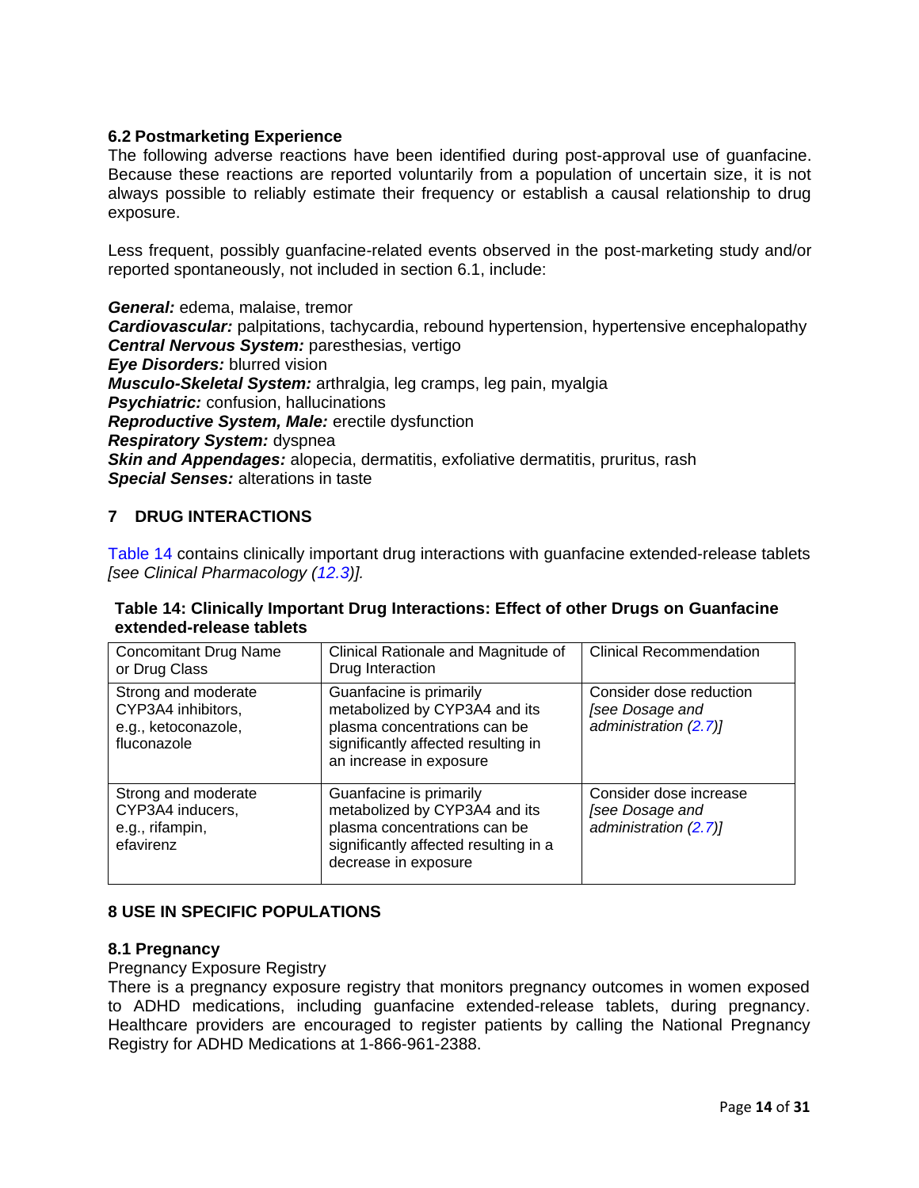### 6.2 Postmarketing Experience

The following adverse reactions have been identified during post-approval use of guanfacine. Because these reactions are reported voluntarily from a population of uncertain size, it is not always possible to reliably estimate their frequency or establish a causal relationship to drug exposure.

Less frequent, possibly guanfacine-related events observed in the post-marketing study and/or reported spontaneously, not included in section 6.1, include:

***General:*** edema, malaise, tremor
***Cardiovascular:*** palpitations, tachycardia, rebound hypertension, hypertensive encephalopathy
***Central Nervous System:*** paresthesias, vertigo
***Eye Disorders:*** blurred vision
***Musculo-Skeletal System:*** arthralgia, leg cramps, leg pain, myalgia
***Psychiatric:*** confusion, hallucinations
***Reproductive System, Male:*** erectile dysfunction
***Respiratory System:*** dyspnea
***Skin and Appendages:*** alopecia, dermatitis, exfoliative dermatitis, pruritus, rash
***Special Senses:*** alterations in taste

## 7 DRUG INTERACTIONS

Table 14 contains clinically important drug interactions with guanfacine extended-release tablets *[see Clinical Pharmacology (12.3)].*

**Table 14: Clinically Important Drug Interactions: Effect of other Drugs on Guanfacine extended-release tablets**

| Concomitant Drug Name or Drug Class | Clinical Rationale and Magnitude of Drug Interaction | Clinical Recommendation |
|---|---|---|
| Strong and moderate CYP3A4 inhibitors, e.g., ketoconazole, fluconazole | Guanfacine is primarily metabolized by CYP3A4 and its plasma concentrations can be significantly affected resulting in an increase in exposure | Consider dose reduction *[see Dosage and administration (2.7)]* |
| Strong and moderate CYP3A4 inducers, e.g., rifampin, efavirenz | Guanfacine is primarily metabolized by CYP3A4 and its plasma concentrations can be significantly affected resulting in a decrease in exposure | Consider dose increase *[see Dosage and administration (2.7)]* |

## 8 USE IN SPECIFIC POPULATIONS

### 8.1 Pregnancy

Pregnancy Exposure Registry

There is a pregnancy exposure registry that monitors pregnancy outcomes in women exposed to ADHD medications, including guanfacine extended-release tablets, during pregnancy. Healthcare providers are encouraged to register patients by calling the National Pregnancy Registry for ADHD Medications at 1-866-961-2388.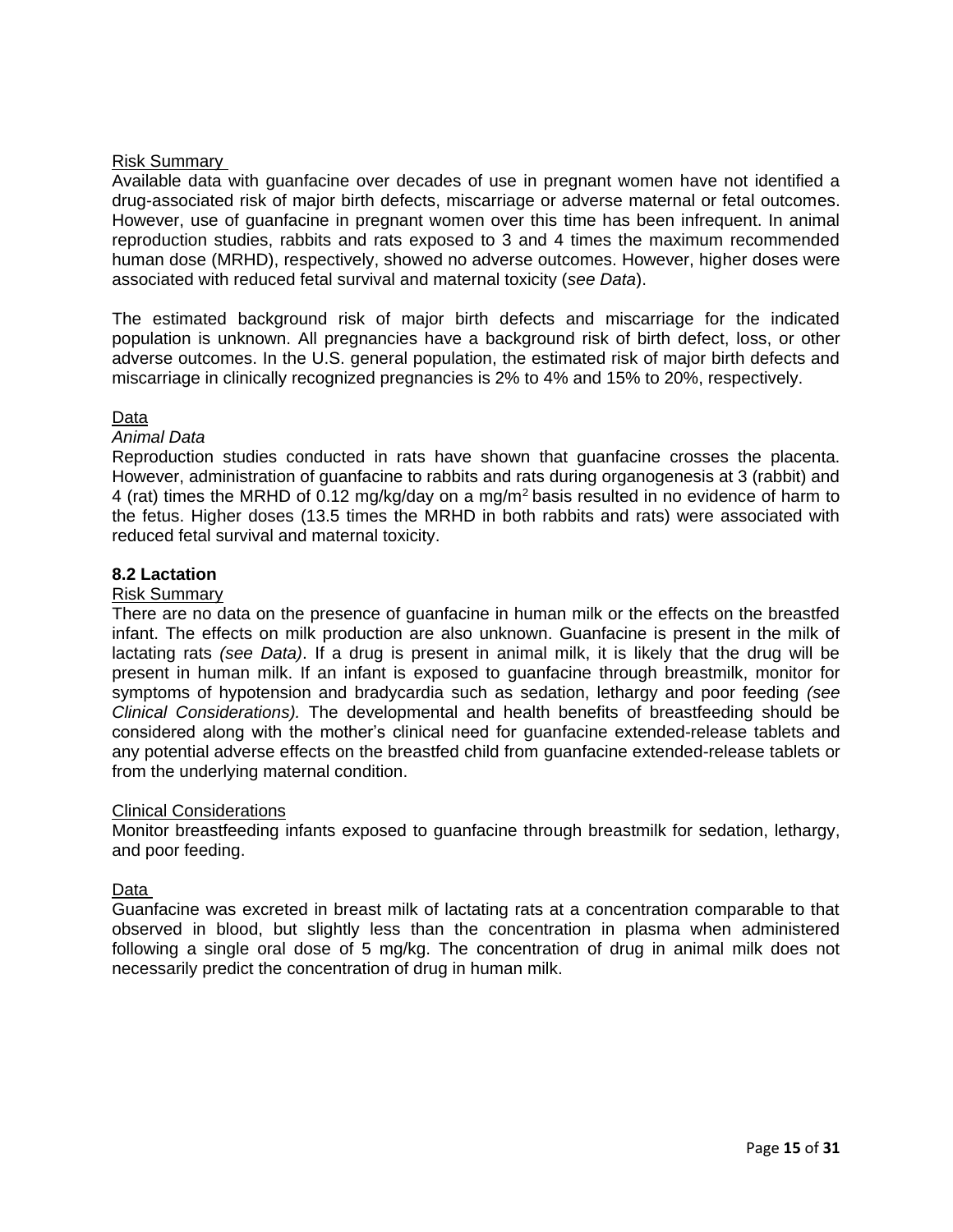Risk Summary

Available data with guanfacine over decades of use in pregnant women have not identified a drug-associated risk of major birth defects, miscarriage or adverse maternal or fetal outcomes. However, use of guanfacine in pregnant women over this time has been infrequent. In animal reproduction studies, rabbits and rats exposed to 3 and 4 times the maximum recommended human dose (MRHD), respectively, showed no adverse outcomes. However, higher doses were associated with reduced fetal survival and maternal toxicity (*see Data*).

The estimated background risk of major birth defects and miscarriage for the indicated population is unknown. All pregnancies have a background risk of birth defect, loss, or other adverse outcomes. In the U.S. general population, the estimated risk of major birth defects and miscarriage in clinically recognized pregnancies is 2% to 4% and 15% to 20%, respectively.

Data

*Animal Data*

Reproduction studies conducted in rats have shown that guanfacine crosses the placenta. However, administration of guanfacine to rabbits and rats during organogenesis at 3 (rabbit) and 4 (rat) times the MRHD of 0.12 mg/kg/day on a mg/$m^2$ basis resulted in no evidence of harm to the fetus. Higher doses (13.5 times the MRHD in both rabbits and rats) were associated with reduced fetal survival and maternal toxicity.

**8.2 Lactation**

Risk Summary

There are no data on the presence of guanfacine in human milk or the effects on the breastfed infant. The effects on milk production are also unknown. Guanfacine is present in the milk of lactating rats *(see Data)*. If a drug is present in animal milk, it is likely that the drug will be present in human milk. If an infant is exposed to guanfacine through breastmilk, monitor for symptoms of hypotension and bradycardia such as sedation, lethargy and poor feeding *(see Clinical Considerations).* The developmental and health benefits of breastfeeding should be considered along with the mother's clinical need for guanfacine extended-release tablets and any potential adverse effects on the breastfed child from guanfacine extended-release tablets or from the underlying maternal condition.

Clinical Considerations

Monitor breastfeeding infants exposed to guanfacine through breastmilk for sedation, lethargy, and poor feeding.

Data

Guanfacine was excreted in breast milk of lactating rats at a concentration comparable to that observed in blood, but slightly less than the concentration in plasma when administered following a single oral dose of 5 mg/kg. The concentration of drug in animal milk does not necessarily predict the concentration of drug in human milk.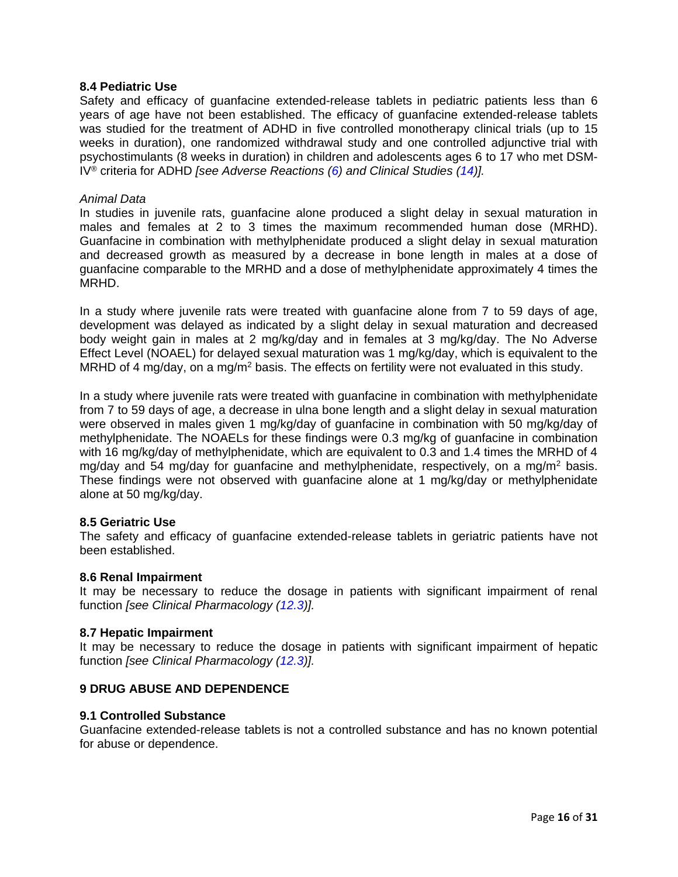### 8.4 Pediatric Use

Safety and efficacy of guanfacine extended-release tablets in pediatric patients less than 6 years of age have not been established. The efficacy of guanfacine extended-release tablets was studied for the treatment of ADHD in five controlled monotherapy clinical trials (up to 15 weeks in duration), one randomized withdrawal study and one controlled adjunctive trial with psychostimulants (8 weeks in duration) in children and adolescents ages 6 to 17 who met DSM-IV® criteria for ADHD *[see Adverse Reactions (6) and Clinical Studies (14)].*

*Animal Data*

In studies in juvenile rats, guanfacine alone produced a slight delay in sexual maturation in males and females at 2 to 3 times the maximum recommended human dose (MRHD). Guanfacine in combination with methylphenidate produced a slight delay in sexual maturation and decreased growth as measured by a decrease in bone length in males at a dose of guanfacine comparable to the MRHD and a dose of methylphenidate approximately 4 times the MRHD.

In a study where juvenile rats were treated with guanfacine alone from 7 to 59 days of age, development was delayed as indicated by a slight delay in sexual maturation and decreased body weight gain in males at 2 mg/kg/day and in females at 3 mg/kg/day. The No Adverse Effect Level (NOAEL) for delayed sexual maturation was 1 mg/kg/day, which is equivalent to the MRHD of 4 mg/day, on a mg/m$^2$ basis. The effects on fertility were not evaluated in this study.

In a study where juvenile rats were treated with guanfacine in combination with methylphenidate from 7 to 59 days of age, a decrease in ulna bone length and a slight delay in sexual maturation were observed in males given 1 mg/kg/day of guanfacine in combination with 50 mg/kg/day of methylphenidate. The NOAELs for these findings were 0.3 mg/kg of guanfacine in combination with 16 mg/kg/day of methylphenidate, which are equivalent to 0.3 and 1.4 times the MRHD of 4 mg/day and 54 mg/day for guanfacine and methylphenidate, respectively, on a mg/m$^2$ basis. These findings were not observed with guanfacine alone at 1 mg/kg/day or methylphenidate alone at 50 mg/kg/day.

### 8.5 Geriatric Use

The safety and efficacy of guanfacine extended-release tablets in geriatric patients have not been established.

### 8.6 Renal Impairment

It may be necessary to reduce the dosage in patients with significant impairment of renal function *[see Clinical Pharmacology (12.3)].*

### 8.7 Hepatic Impairment

It may be necessary to reduce the dosage in patients with significant impairment of hepatic function *[see Clinical Pharmacology (12.3)].*

## 9 DRUG ABUSE AND DEPENDENCE

### 9.1 Controlled Substance

Guanfacine extended-release tablets is not a controlled substance and has no known potential for abuse or dependence.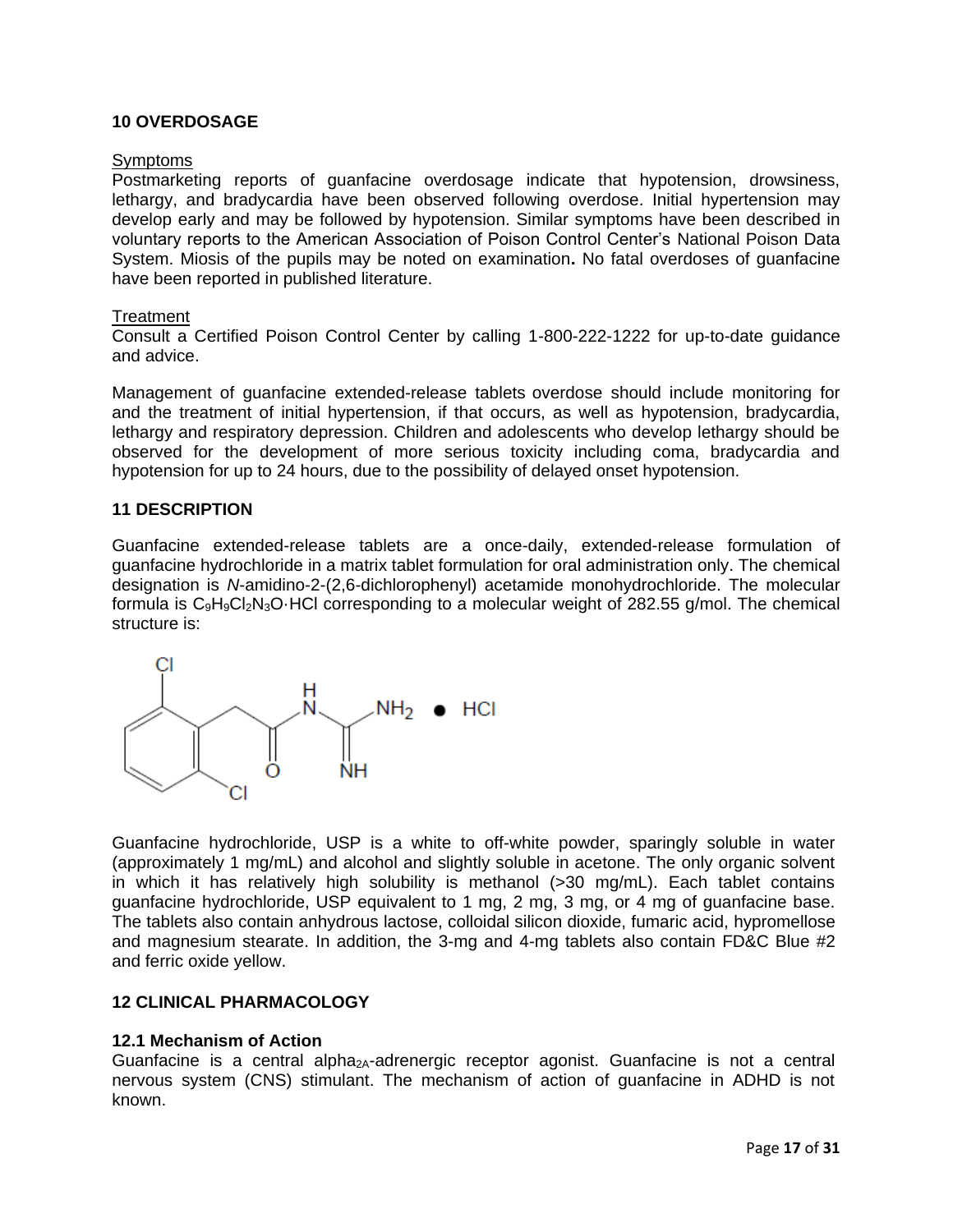## 10 OVERDOSAGE

Symptoms

Postmarketing reports of guanfacine overdosage indicate that hypotension, drowsiness, lethargy, and bradycardia have been observed following overdose. Initial hypertension may develop early and may be followed by hypotension. Similar symptoms have been described in voluntary reports to the American Association of Poison Control Center's National Poison Data System. Miosis of the pupils may be noted on examination**.** No fatal overdoses of guanfacine have been reported in published literature.

Treatment

Consult a Certified Poison Control Center by calling 1-800-222-1222 for up-to-date guidance and advice.

Management of guanfacine extended-release tablets overdose should include monitoring for and the treatment of initial hypertension, if that occurs, as well as hypotension, bradycardia, lethargy and respiratory depression. Children and adolescents who develop lethargy should be observed for the development of more serious toxicity including coma, bradycardia and hypotension for up to 24 hours, due to the possibility of delayed onset hypotension.

## 11 DESCRIPTION

Guanfacine extended-release tablets are a once-daily, extended-release formulation of guanfacine hydrochloride in a matrix tablet formulation for oral administration only. The chemical designation is *N*-amidino-2-(2,6-dichlorophenyl) acetamide monohydrochloride. The molecular formula is $C_9H_9Cl_2N_3O \cdot HCl$ corresponding to a molecular weight of 282.55 g/mol. The chemical structure is:

Guanfacine hydrochloride, USP is a white to off-white powder, sparingly soluble in water (approximately 1 mg/mL) and alcohol and slightly soluble in acetone. The only organic solvent in which it has relatively high solubility is methanol (>30 mg/mL). Each tablet contains guanfacine hydrochloride, USP equivalent to 1 mg, 2 mg, 3 mg, or 4 mg of guanfacine base. The tablets also contain anhydrous lactose, colloidal silicon dioxide, fumaric acid, hypromellose and magnesium stearate. In addition, the 3-mg and 4-mg tablets also contain FD&C Blue #2 and ferric oxide yellow.

## 12 CLINICAL PHARMACOLOGY

### 12.1 Mechanism of Action

Guanfacine is a central $\text{alpha}_{2A}$-adrenergic receptor agonist. Guanfacine is not a central nervous system (CNS) stimulant. The mechanism of action of guanfacine in ADHD is not known.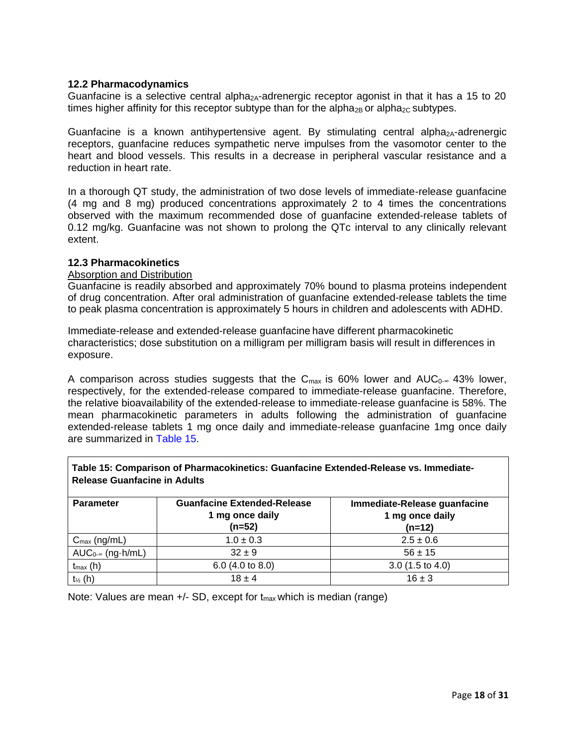### 12.2 Pharmacodynamics

Guanfacine is a selective central $alpha_{2A}$-adrenergic receptor agonist in that it has a 15 to 20 times higher affinity for this receptor subtype than for the $alpha_{2B}$ or $alpha_{2C}$ subtypes.

Guanfacine is a known antihypertensive agent. By stimulating central $alpha_{2A}$-adrenergic receptors, guanfacine reduces sympathetic nerve impulses from the vasomotor center to the heart and blood vessels. This results in a decrease in peripheral vascular resistance and a reduction in heart rate.

In a thorough QT study, the administration of two dose levels of immediate-release guanfacine (4 mg and 8 mg) produced concentrations approximately 2 to 4 times the concentrations observed with the maximum recommended dose of guanfacine extended-release tablets of 0.12 mg/kg. Guanfacine was not shown to prolong the QTc interval to any clinically relevant extent.

### 12.3 Pharmacokinetics

Absorption and Distribution

Guanfacine is readily absorbed and approximately 70% bound to plasma proteins independent of drug concentration. After oral administration of guanfacine extended-release tablets the time to peak plasma concentration is approximately 5 hours in children and adolescents with ADHD.

Immediate-release and extended-release guanfacine have different pharmacokinetic characteristics; dose substitution on a milligram per milligram basis will result in differences in exposure.

A comparison across studies suggests that the $C_{max}$ is 60% lower and $AUC_{0-\infty}$ 43% lower, respectively, for the extended-release compared to immediate-release guanfacine. Therefore, the relative bioavailability of the extended-release to immediate-release guanfacine is 58%. The mean pharmacokinetic parameters in adults following the administration of guanfacine extended-release tablets 1 mg once daily and immediate-release guanfacine 1mg once daily are summarized in Table 15.

**Table 15: Comparison of Pharmacokinetics: Guanfacine Extended-Release vs. Immediate-Release Guanfacine in Adults**

| Parameter | Guanfacine Extended-Release 1 mg once daily (n=52) | Immediate-Release guanfacine 1 mg once daily (n=12) |
|---|---|---|
| $C_{max}$ (ng/mL) | 1.0 ± 0.3 | 2.5 ± 0.6 |
| $AUC_{0-\infty}$ (ng·h/mL) | 32 ± 9 | 56 ± 15 |
| $t_{max}$ (h) | 6.0 (4.0 to 8.0) | 3.0 (1.5 to 4.0) |
| $t_{½}$ (h) | 18 ± 4 | 16 ± 3 |

Note: Values are mean +/- SD, except for $t_{max}$ which is median (range)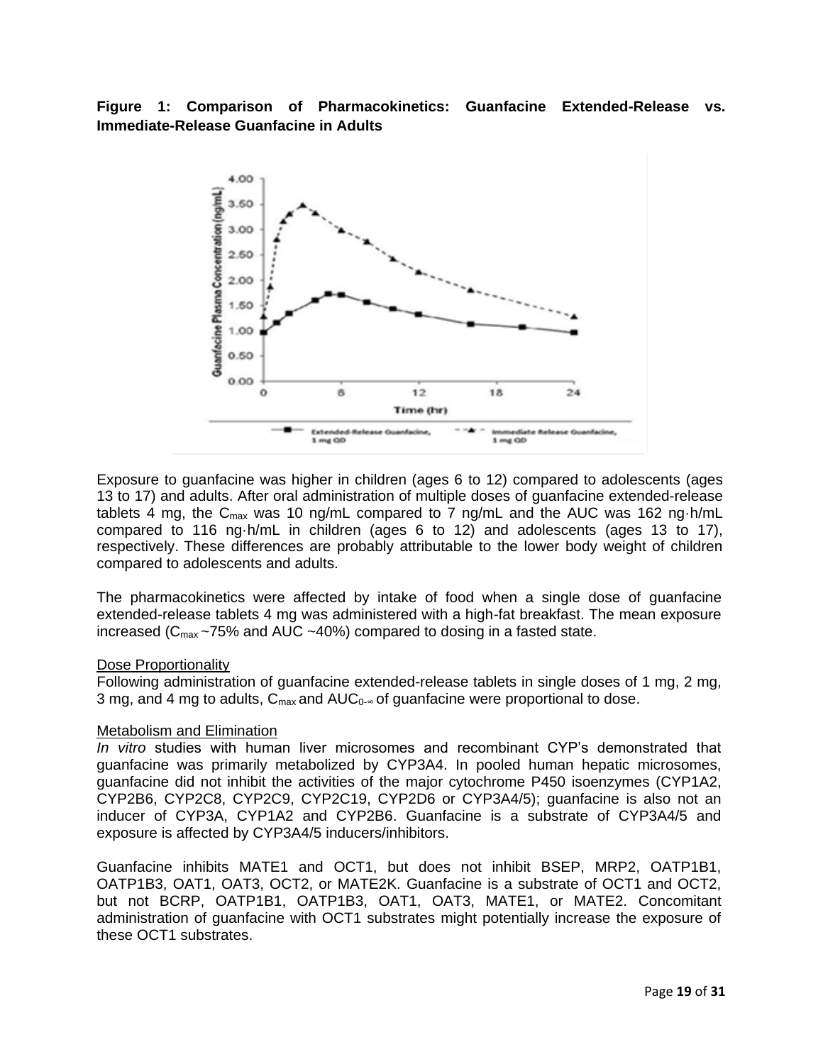**Figure 1: Comparison of Pharmacokinetics: Guanfacine Extended-Release vs. Immediate-Release Guanfacine in Adults**

Exposure to guanfacine was higher in children (ages 6 to 12) compared to adolescents (ages 13 to 17) and adults. After oral administration of multiple doses of guanfacine extended-release tablets 4 mg, the $C_{max}$ was 10 ng/mL compared to 7 ng/mL and the AUC was 162 ng·h/mL compared to 116 ng·h/mL in children (ages 6 to 12) and adolescents (ages 13 to 17), respectively. These differences are probably attributable to the lower body weight of children compared to adolescents and adults.

The pharmacokinetics were affected by intake of food when a single dose of guanfacine extended-release tablets 4 mg was administered with a high-fat breakfast. The mean exposure increased ($C_{max}$ ~75% and AUC ~40%) compared to dosing in a fasted state.

Dose Proportionality

Following administration of guanfacine extended-release tablets in single doses of 1 mg, 2 mg, 3 mg, and 4 mg to adults, $C_{max}$ and $AUC_{0-\infty}$ of guanfacine were proportional to dose.

Metabolism and Elimination

*In vitro* studies with human liver microsomes and recombinant CYP's demonstrated that guanfacine was primarily metabolized by CYP3A4. In pooled human hepatic microsomes, guanfacine did not inhibit the activities of the major cytochrome P450 isoenzymes (CYP1A2, CYP2B6, CYP2C8, CYP2C9, CYP2C19, CYP2D6 or CYP3A4/5); guanfacine is also not an inducer of CYP3A, CYP1A2 and CYP2B6. Guanfacine is a substrate of CYP3A4/5 and exposure is affected by CYP3A4/5 inducers/inhibitors.

Guanfacine inhibits MATE1 and OCT1, but does not inhibit BSEP, MRP2, OATP1B1, OATP1B3, OAT1, OAT3, OCT2, or MATE2K. Guanfacine is a substrate of OCT1 and OCT2, but not BCRP, OATP1B1, OATP1B3, OAT1, OAT3, MATE1, or MATE2. Concomitant administration of guanfacine with OCT1 substrates might potentially increase the exposure of these OCT1 substrates.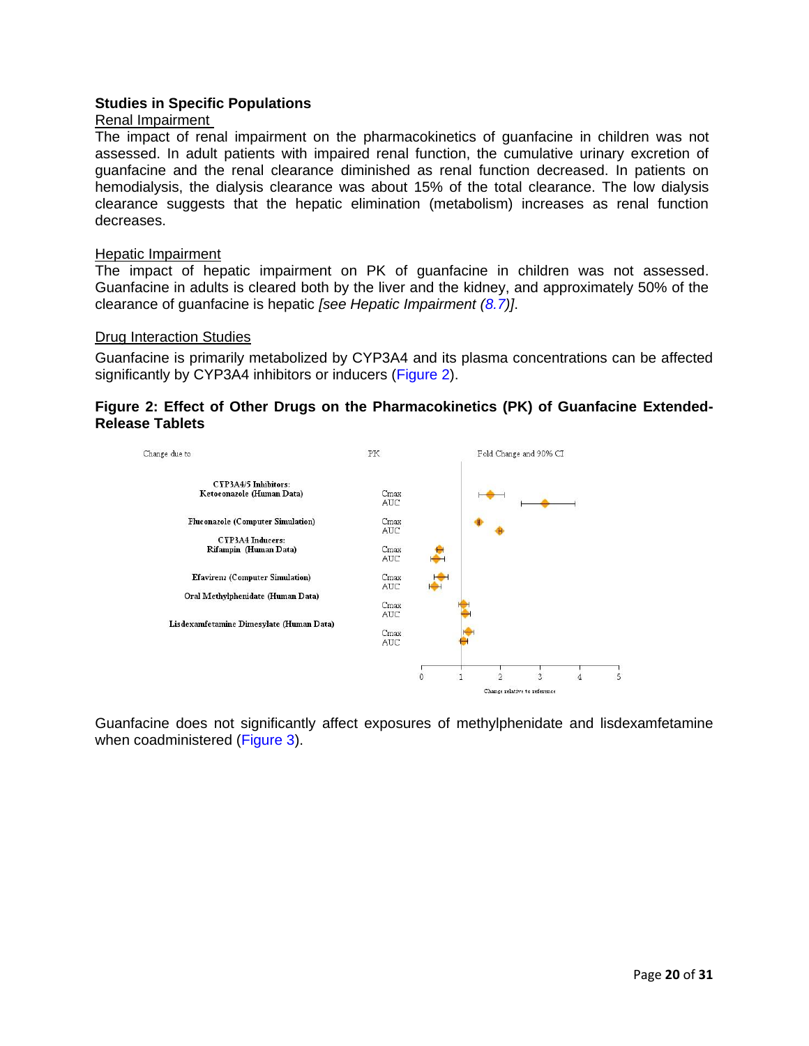### Studies in Specific Populations

Renal Impairment

The impact of renal impairment on the pharmacokinetics of guanfacine in children was not assessed. In adult patients with impaired renal function, the cumulative urinary excretion of guanfacine and the renal clearance diminished as renal function decreased. In patients on hemodialysis, the dialysis clearance was about 15% of the total clearance. The low dialysis clearance suggests that the hepatic elimination (metabolism) increases as renal function decreases.

Hepatic Impairment

The impact of hepatic impairment on PK of guanfacine in children was not assessed. Guanfacine in adults is cleared both by the liver and the kidney, and approximately 50% of the clearance of guanfacine is hepatic *[see Hepatic Impairment (8.7)]*.

Drug Interaction Studies

Guanfacine is primarily metabolized by CYP3A4 and its plasma concentrations can be affected significantly by CYP3A4 inhibitors or inducers (Figure 2).

**Figure 2: Effect of Other Drugs on the Pharmacokinetics (PK) of Guanfacine Extended-Release Tablets**

| Change due to | PK | Fold Change and 90% CI |
|---|---|---|
| **CYP3A4/5 Inhibitors:** **Ketoconazole (Human Data)** | Cmax | |
| | AUC | |
| **Fluconazole (Computer Simulation)** | Cmax | |
| | AUC | |
| **CYP3A4 Inducers:** **Rifampin (Human Data)** | Cmax | |
| | AUC | |
| **Efavirenz (Computer Simulation)** | Cmax | |
| | AUC | |
| **Oral Methylphenidate (Human Data)** | Cmax | |
| | AUC | |
| **Lisdexamfetamine Dimesylate (Human Data)** | Cmax | |
| | AUC | |

Change relative to reference

Guanfacine does not significantly affect exposures of methylphenidate and lisdexamfetamine when coadministered (Figure 3).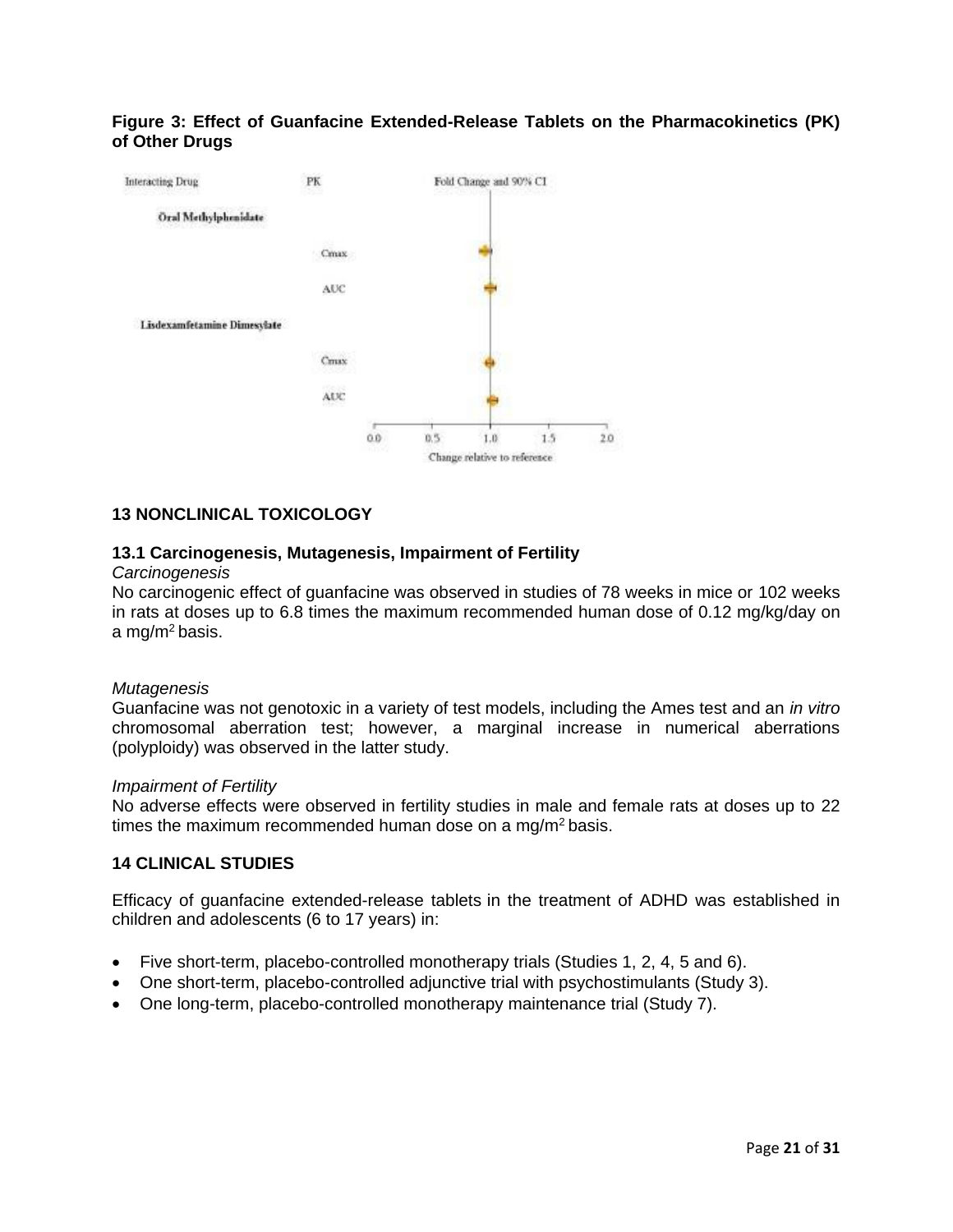**Figure 3: Effect of Guanfacine Extended-Release Tablets on the Pharmacokinetics (PK) of Other Drugs**

## 13 NONCLINICAL TOXICOLOGY

### 13.1 Carcinogenesis, Mutagenesis, Impairment of Fertility

*Carcinogenesis*

No carcinogenic effect of guanfacine was observed in studies of 78 weeks in mice or 102 weeks in rats at doses up to 6.8 times the maximum recommended human dose of 0.12 mg/kg/day on a mg/m$^2$ basis.

*Mutagenesis*

Guanfacine was not genotoxic in a variety of test models, including the Ames test and an *in vitro* chromosomal aberration test; however, a marginal increase in numerical aberrations (polyploidy) was observed in the latter study.

*Impairment of Fertility*

No adverse effects were observed in fertility studies in male and female rats at doses up to 22 times the maximum recommended human dose on a mg/m$^2$ basis.

## 14 CLINICAL STUDIES

Efficacy of guanfacine extended-release tablets in the treatment of ADHD was established in children and adolescents (6 to 17 years) in:

- Five short-term, placebo-controlled monotherapy trials (Studies 1, 2, 4, 5 and 6).
- One short-term, placebo-controlled adjunctive trial with psychostimulants (Study 3).
- One long-term, placebo-controlled monotherapy maintenance trial (Study 7).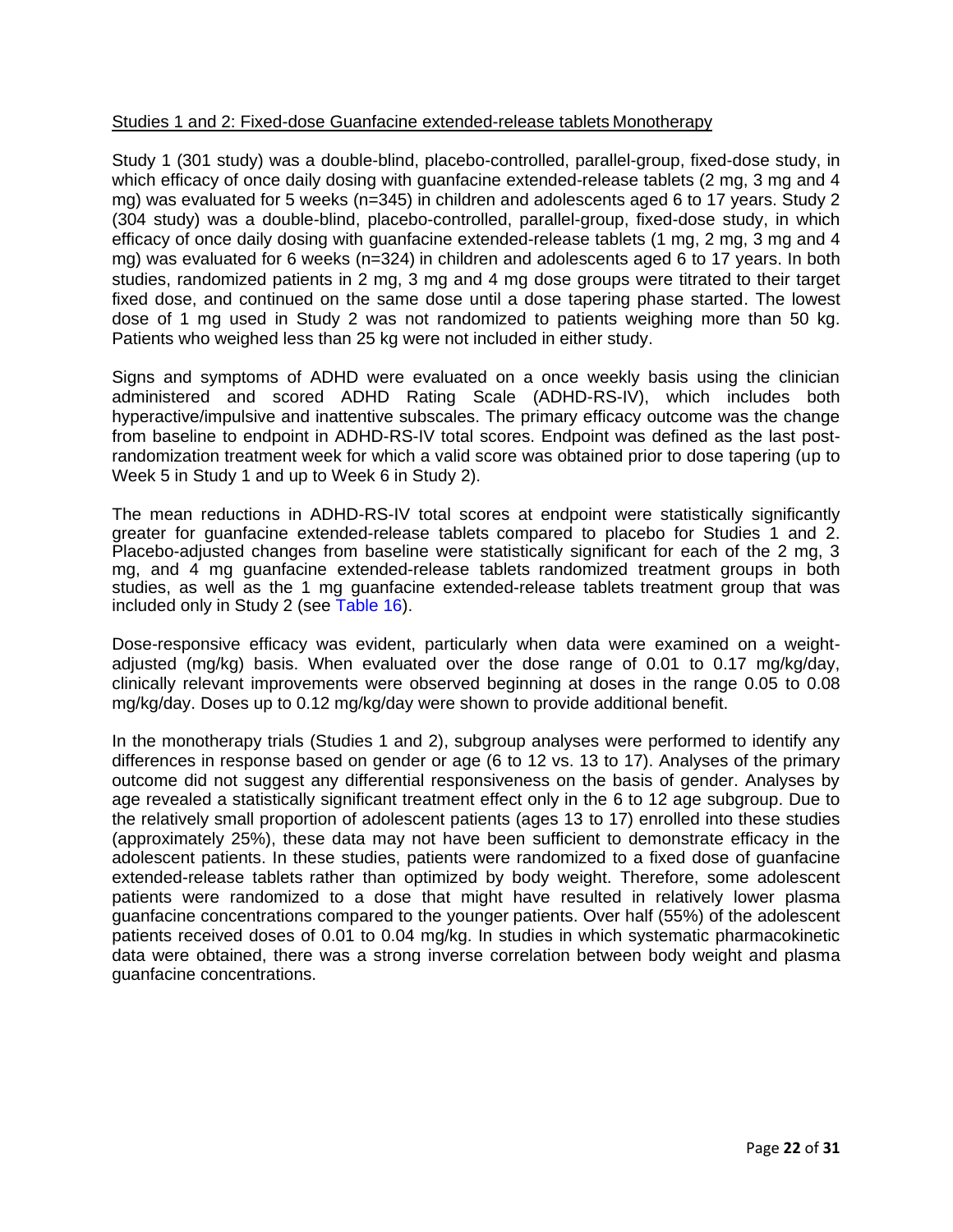Studies 1 and 2: Fixed-dose Guanfacine extended-release tablets Monotherapy

Study 1 (301 study) was a double-blind, placebo-controlled, parallel-group, fixed-dose study, in which efficacy of once daily dosing with guanfacine extended-release tablets (2 mg, 3 mg and 4 mg) was evaluated for 5 weeks (n=345) in children and adolescents aged 6 to 17 years. Study 2 (304 study) was a double-blind, placebo-controlled, parallel-group, fixed-dose study, in which efficacy of once daily dosing with guanfacine extended-release tablets (1 mg, 2 mg, 3 mg and 4 mg) was evaluated for 6 weeks (n=324) in children and adolescents aged 6 to 17 years. In both studies, randomized patients in 2 mg, 3 mg and 4 mg dose groups were titrated to their target fixed dose, and continued on the same dose until a dose tapering phase started. The lowest dose of 1 mg used in Study 2 was not randomized to patients weighing more than 50 kg. Patients who weighed less than 25 kg were not included in either study.

Signs and symptoms of ADHD were evaluated on a once weekly basis using the clinician administered and scored ADHD Rating Scale (ADHD-RS-IV), which includes both hyperactive/impulsive and inattentive subscales. The primary efficacy outcome was the change from baseline to endpoint in ADHD-RS-IV total scores. Endpoint was defined as the last post-randomization treatment week for which a valid score was obtained prior to dose tapering (up to Week 5 in Study 1 and up to Week 6 in Study 2).

The mean reductions in ADHD-RS-IV total scores at endpoint were statistically significantly greater for guanfacine extended-release tablets compared to placebo for Studies 1 and 2. Placebo-adjusted changes from baseline were statistically significant for each of the 2 mg, 3 mg, and 4 mg guanfacine extended-release tablets randomized treatment groups in both studies, as well as the 1 mg guanfacine extended-release tablets treatment group that was included only in Study 2 (see Table 16).

Dose-responsive efficacy was evident, particularly when data were examined on a weight-adjusted (mg/kg) basis. When evaluated over the dose range of 0.01 to 0.17 mg/kg/day, clinically relevant improvements were observed beginning at doses in the range 0.05 to 0.08 mg/kg/day. Doses up to 0.12 mg/kg/day were shown to provide additional benefit.

In the monotherapy trials (Studies 1 and 2), subgroup analyses were performed to identify any differences in response based on gender or age (6 to 12 vs. 13 to 17). Analyses of the primary outcome did not suggest any differential responsiveness on the basis of gender. Analyses by age revealed a statistically significant treatment effect only in the 6 to 12 age subgroup. Due to the relatively small proportion of adolescent patients (ages 13 to 17) enrolled into these studies (approximately 25%), these data may not have been sufficient to demonstrate efficacy in the adolescent patients. In these studies, patients were randomized to a fixed dose of guanfacine extended-release tablets rather than optimized by body weight. Therefore, some adolescent patients were randomized to a dose that might have resulted in relatively lower plasma guanfacine concentrations compared to the younger patients. Over half (55%) of the adolescent patients received doses of 0.01 to 0.04 mg/kg. In studies in which systematic pharmacokinetic data were obtained, there was a strong inverse correlation between body weight and plasma guanfacine concentrations.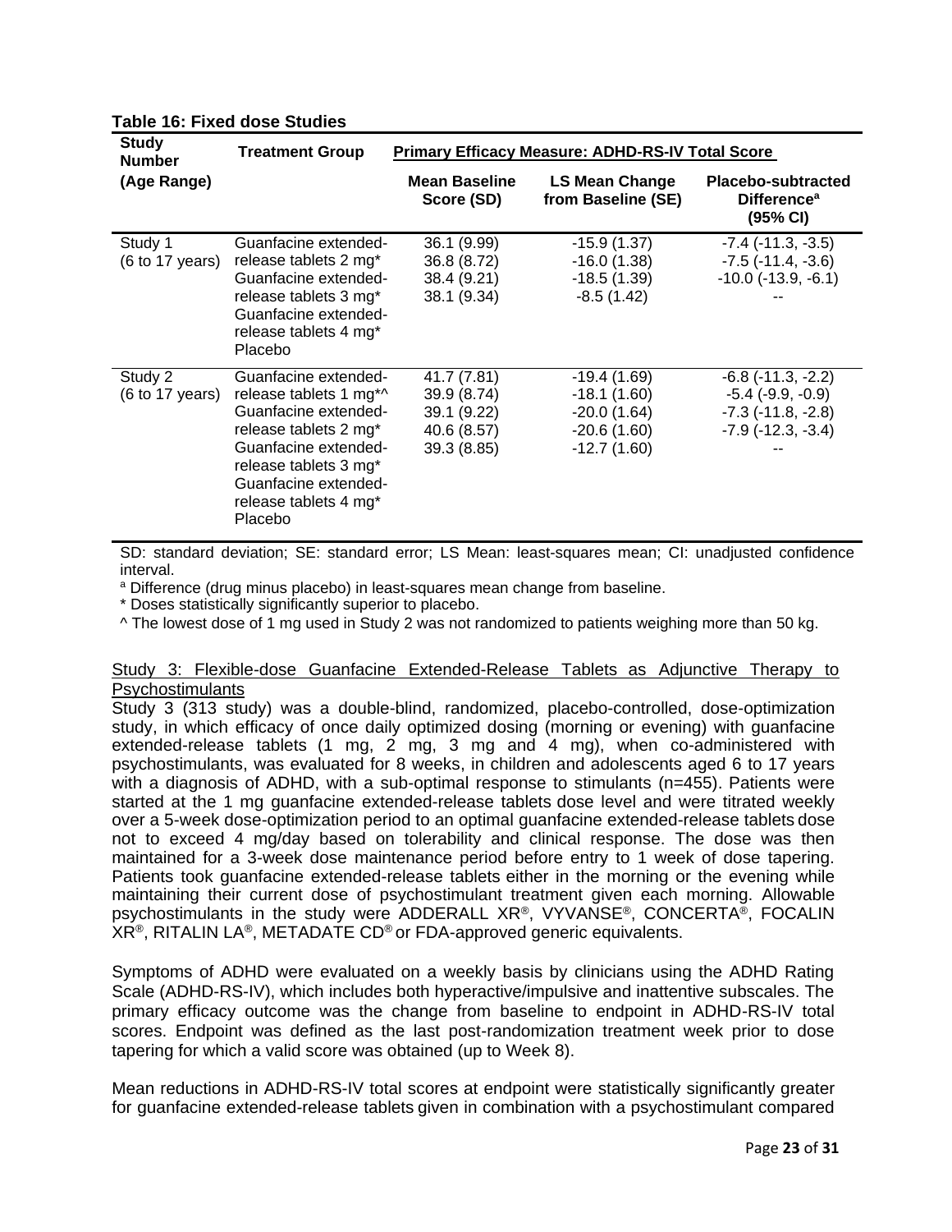**Table 16: Fixed dose Studies**

| Study Number (Age Range) | Treatment Group | Primary Efficacy Measure: ADHD-RS-IV Total Score | | |
|---|---|---|---|---|
| | | Mean Baseline Score (SD) | LS Mean Change from Baseline (SE) | Placebo-subtracted Difference[a] (95% CI) |
| Study 1 (6 to 17 years) | Guanfacine extended-release tablets 2 mg* | 36.1 (9.99) | -15.9 (1.37) | -7.4 (-11.3, -3.5) |
| | Guanfacine extended-release tablets 3 mg* | 36.8 (8.72) | -16.0 (1.38) | -7.5 (-11.4, -3.6) |
| | Guanfacine extended-release tablets 4 mg* | 38.4 (9.21) | -18.5 (1.39) | -10.0 (-13.9, -6.1) |
| | Placebo | 38.1 (9.34) | -8.5 (1.42) | -- |
| Study 2 (6 to 17 years) | Guanfacine extended-release tablets 1 mg*^ | 41.7 (7.81) | -19.4 (1.69) | -6.8 (-11.3, -2.2) |
| | Guanfacine extended-release tablets 2 mg* | 39.9 (8.74) | -18.1 (1.60) | -5.4 (-9.9, -0.9) |
| | Guanfacine extended-release tablets 3 mg* | 39.1 (9.22) | -20.0 (1.64) | -7.3 (-11.8, -2.8) |
| | Guanfacine extended-release tablets 4 mg* | 40.6 (8.57) | -20.6 (1.60) | -7.9 (-12.3, -3.4) |
| | Placebo | 39.3 (8.85) | -12.7 (1.60) | -- |

SD: standard deviation; SE: standard error; LS Mean: least-squares mean; CI: unadjusted confidence interval.

[a] Difference (drug minus placebo) in least-squares mean change from baseline.

\* Doses statistically significantly superior to placebo.

^ The lowest dose of 1 mg used in Study 2 was not randomized to patients weighing more than 50 kg.

<u>Study 3: Flexible-dose Guanfacine Extended-Release Tablets as Adjunctive Therapy to Psychostimulants</u>

Study 3 (313 study) was a double-blind, randomized, placebo-controlled, dose-optimization study, in which efficacy of once daily optimized dosing (morning or evening) with guanfacine extended-release tablets (1 mg, 2 mg, 3 mg and 4 mg), when co-administered with psychostimulants, was evaluated for 8 weeks, in children and adolescents aged 6 to 17 years with a diagnosis of ADHD, with a sub-optimal response to stimulants (n=455). Patients were started at the 1 mg guanfacine extended-release tablets dose level and were titrated weekly over a 5-week dose-optimization period to an optimal guanfacine extended-release tablets dose not to exceed 4 mg/day based on tolerability and clinical response. The dose was then maintained for a 3-week dose maintenance period before entry to 1 week of dose tapering. Patients took guanfacine extended-release tablets either in the morning or the evening while maintaining their current dose of psychostimulant treatment given each morning. Allowable psychostimulants in the study were ADDERALL XR®, VYVANSE®, CONCERTA®, FOCALIN XR®, RITALIN LA®, METADATE CD® or FDA-approved generic equivalents.

Symptoms of ADHD were evaluated on a weekly basis by clinicians using the ADHD Rating Scale (ADHD-RS-IV), which includes both hyperactive/impulsive and inattentive subscales. The primary efficacy outcome was the change from baseline to endpoint in ADHD-RS-IV total scores. Endpoint was defined as the last post-randomization treatment week prior to dose tapering for which a valid score was obtained (up to Week 8).

Mean reductions in ADHD-RS-IV total scores at endpoint were statistically significantly greater for guanfacine extended-release tablets given in combination with a psychostimulant compared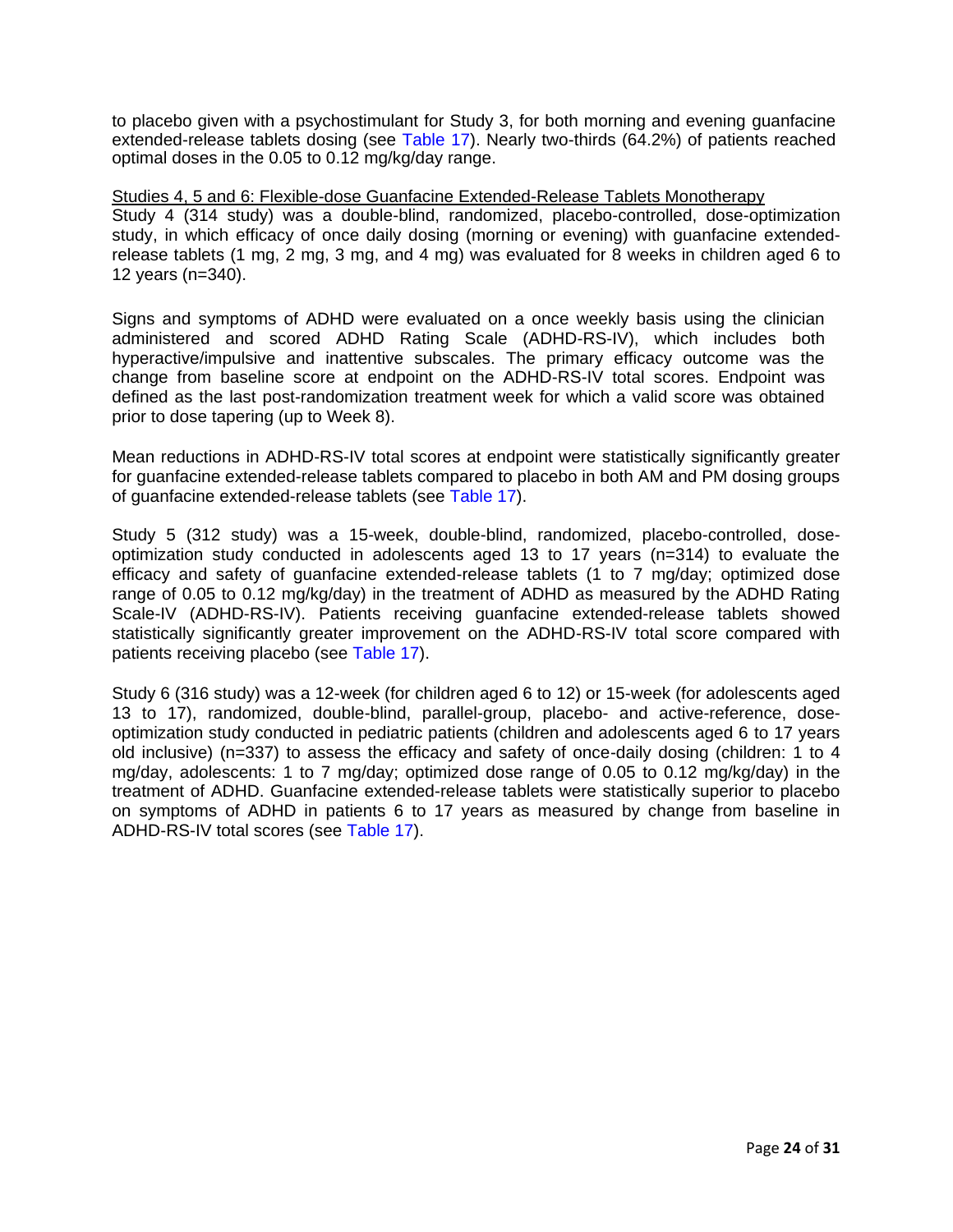to placebo given with a psychostimulant for Study 3, for both morning and evening guanfacine extended-release tablets dosing (see Table 17). Nearly two-thirds (64.2%) of patients reached optimal doses in the 0.05 to 0.12 mg/kg/day range.

<u>Studies 4, 5 and 6: Flexible-dose Guanfacine Extended-Release Tablets Monotherapy</u>

Study 4 (314 study) was a double-blind, randomized, placebo-controlled, dose-optimization study, in which efficacy of once daily dosing (morning or evening) with guanfacine extended-release tablets (1 mg, 2 mg, 3 mg, and 4 mg) was evaluated for 8 weeks in children aged 6 to 12 years (n=340).

Signs and symptoms of ADHD were evaluated on a once weekly basis using the clinician administered and scored ADHD Rating Scale (ADHD-RS-IV), which includes both hyperactive/impulsive and inattentive subscales. The primary efficacy outcome was the change from baseline score at endpoint on the ADHD-RS-IV total scores. Endpoint was defined as the last post-randomization treatment week for which a valid score was obtained prior to dose tapering (up to Week 8).

Mean reductions in ADHD-RS-IV total scores at endpoint were statistically significantly greater for guanfacine extended-release tablets compared to placebo in both AM and PM dosing groups of guanfacine extended-release tablets (see Table 17).

Study 5 (312 study) was a 15-week, double-blind, randomized, placebo-controlled, dose-optimization study conducted in adolescents aged 13 to 17 years (n=314) to evaluate the efficacy and safety of guanfacine extended-release tablets (1 to 7 mg/day; optimized dose range of 0.05 to 0.12 mg/kg/day) in the treatment of ADHD as measured by the ADHD Rating Scale-IV (ADHD-RS-IV). Patients receiving guanfacine extended-release tablets showed statistically significantly greater improvement on the ADHD-RS-IV total score compared with patients receiving placebo (see Table 17).

Study 6 (316 study) was a 12-week (for children aged 6 to 12) or 15-week (for adolescents aged 13 to 17), randomized, double-blind, parallel-group, placebo- and active-reference, dose-optimization study conducted in pediatric patients (children and adolescents aged 6 to 17 years old inclusive) (n=337) to assess the efficacy and safety of once-daily dosing (children: 1 to 4 mg/day, adolescents: 1 to 7 mg/day; optimized dose range of 0.05 to 0.12 mg/kg/day) in the treatment of ADHD. Guanfacine extended-release tablets were statistically superior to placebo on symptoms of ADHD in patients 6 to 17 years as measured by change from baseline in ADHD-RS-IV total scores (see Table 17).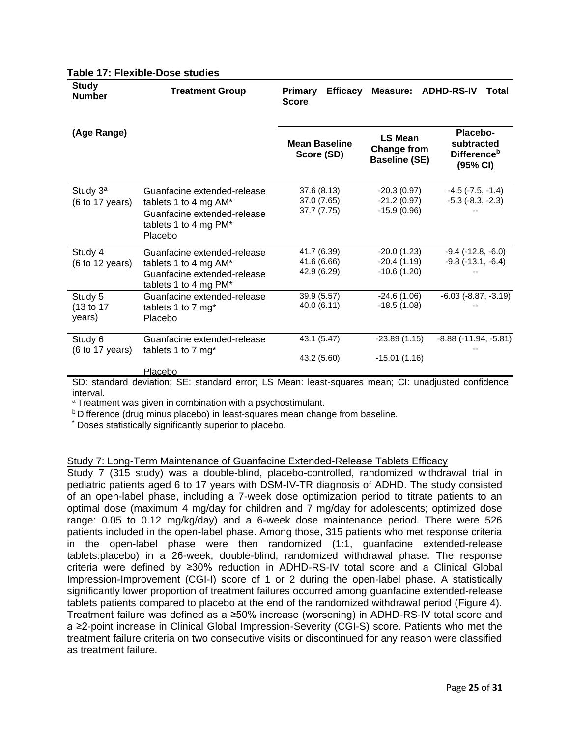**Table 17: Flexible-Dose studies**

| Study Number (Age Range) | Treatment Group | Primary Efficacy Measure: ADHD-RS-IV Total Score | | |
|---|---|---|---|---|
| | | Mean Baseline Score (SD) | LS Mean Change from Baseline (SE) | Placebo-subtracted Difference[b] (95% CI) |
| Study 3[a] (6 to 17 years) | Guanfacine extended-release tablets 1 to 4 mg AM* | 37.6 (8.13) | -20.3 (0.97) | -4.5 (-7.5, -1.4) |
| | Guanfacine extended-release tablets 1 to 4 mg PM* | 37.0 (7.65) | -21.2 (0.97) | -5.3 (-8.3, -2.3) |
| | Placebo | 37.7 (7.75) | -15.9 (0.96) | -- |
| Study 4 (6 to 12 years) | Guanfacine extended-release tablets 1 to 4 mg AM* | 41.7 (6.39) | -20.0 (1.23) | -9.4 (-12.8, -6.0) |
| | Guanfacine extended-release tablets 1 to 4 mg PM* | 41.6 (6.66) | -20.4 (1.19) | -9.8 (-13.1, -6.4) |
| | | 42.9 (6.29) | -10.6 (1.20) | -- |
| Study 5 (13 to 17 years) | Guanfacine extended-release tablets 1 to 7 mg* | 39.9 (5.57) | -24.6 (1.06) | -6.03 (-8.87, -3.19) |
| | Placebo | 40.0 (6.11) | -18.5 (1.08) | -- |
| Study 6 (6 to 17 years) | Guanfacine extended-release tablets 1 to 7 mg* | 43.1 (5.47) | -23.89 (1.15) | -8.88 (-11.94, -5.81) |
| | Placebo | 43.2 (5.60) | -15.01 (1.16) | -- |

SD: standard deviation; SE: standard error; LS Mean: least-squares mean; CI: unadjusted confidence interval.

[a] Treatment was given in combination with a psychostimulant.

[b] Difference (drug minus placebo) in least-squares mean change from baseline.

\* Doses statistically significantly superior to placebo.

Study 7: Long-Term Maintenance of Guanfacine Extended-Release Tablets Efficacy

Study 7 (315 study) was a double-blind, placebo-controlled, randomized withdrawal trial in pediatric patients aged 6 to 17 years with DSM-IV-TR diagnosis of ADHD. The study consisted of an open-label phase, including a 7-week dose optimization period to titrate patients to an optimal dose (maximum 4 mg/day for children and 7 mg/day for adolescents; optimized dose range: 0.05 to 0.12 mg/kg/day) and a 6-week dose maintenance period. There were 526 patients included in the open-label phase. Among those, 315 patients who met response criteria in the open-label phase were then randomized (1:1, guanfacine extended-release tablets:placebo) in a 26-week, double-blind, randomized withdrawal phase. The response criteria were defined by ≥30% reduction in ADHD-RS-IV total score and a Clinical Global Impression-Improvement (CGI-I) score of 1 or 2 during the open-label phase. A statistically significantly lower proportion of treatment failures occurred among guanfacine extended-release tablets patients compared to placebo at the end of the randomized withdrawal period (Figure 4). Treatment failure was defined as a ≥50% increase (worsening) in ADHD-RS-IV total score and a ≥2-point increase in Clinical Global Impression-Severity (CGI-S) score. Patients who met the treatment failure criteria on two consecutive visits or discontinued for any reason were classified as treatment failure.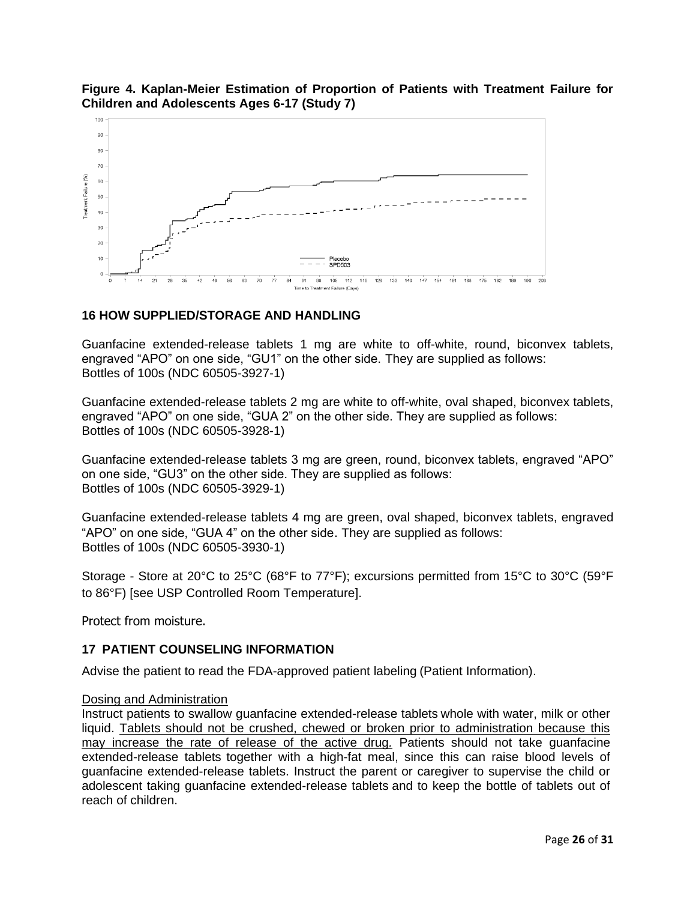**Figure 4. Kaplan-Meier Estimation of Proportion of Patients with Treatment Failure for Children and Adolescents Ages 6-17 (Study 7)**

## 16 HOW SUPPLIED/STORAGE AND HANDLING

Guanfacine extended-release tablets 1 mg are white to off-white, round, biconvex tablets, engraved "APO" on one side, "GU1" on the other side. They are supplied as follows:
Bottles of 100s (NDC 60505-3927-1)

Guanfacine extended-release tablets 2 mg are white to off-white, oval shaped, biconvex tablets, engraved "APO" on one side, "GUA 2" on the other side. They are supplied as follows:
Bottles of 100s (NDC 60505-3928-1)

Guanfacine extended-release tablets 3 mg are green, round, biconvex tablets, engraved "APO" on one side, "GU3" on the other side. They are supplied as follows:
Bottles of 100s (NDC 60505-3929-1)

Guanfacine extended-release tablets 4 mg are green, oval shaped, biconvex tablets, engraved "APO" on one side, "GUA 4" on the other side. They are supplied as follows:
Bottles of 100s (NDC 60505-3930-1)

Storage - Store at 20°C to 25°C (68°F to 77°F); excursions permitted from 15°C to 30°C (59°F to 86°F) [see USP Controlled Room Temperature].

Protect from moisture.

## 17 PATIENT COUNSELING INFORMATION

Advise the patient to read the FDA-approved patient labeling (Patient Information).

Dosing and Administration

Instruct patients to swallow guanfacine extended-release tablets whole with water, milk or other liquid. Tablets should not be crushed, chewed or broken prior to administration because this may increase the rate of release of the active drug. Patients should not take guanfacine extended-release tablets together with a high-fat meal, since this can raise blood levels of guanfacine extended-release tablets. Instruct the parent or caregiver to supervise the child or adolescent taking guanfacine extended-release tablets and to keep the bottle of tablets out of reach of children.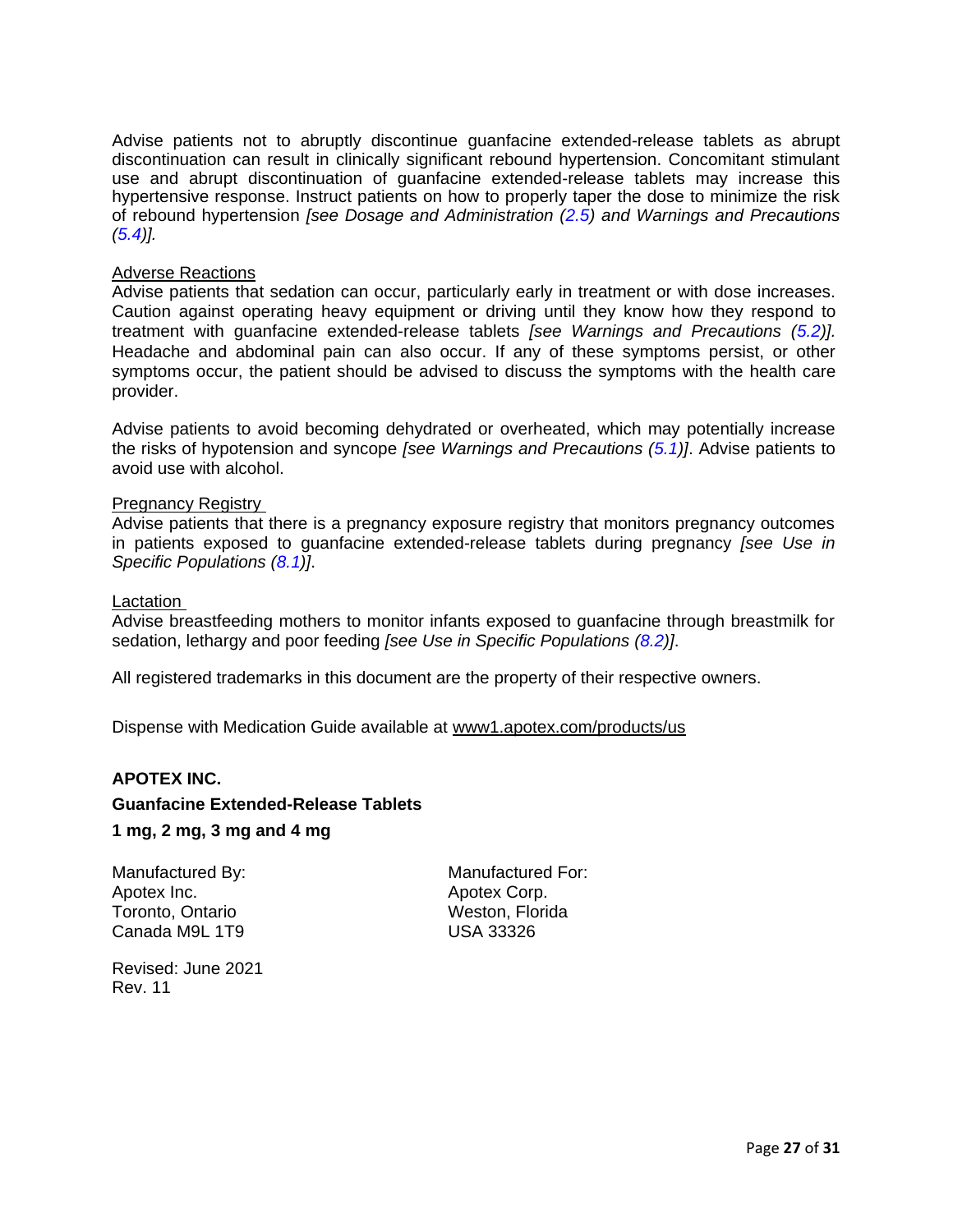Advise patients not to abruptly discontinue guanfacine extended-release tablets as abrupt discontinuation can result in clinically significant rebound hypertension. Concomitant stimulant use and abrupt discontinuation of guanfacine extended-release tablets may increase this hypertensive response. Instruct patients on how to properly taper the dose to minimize the risk of rebound hypertension *[see Dosage and Administration (2.5) and Warnings and Precautions (5.4)].*

Adverse Reactions

Advise patients that sedation can occur, particularly early in treatment or with dose increases. Caution against operating heavy equipment or driving until they know how they respond to treatment with guanfacine extended-release tablets *[see Warnings and Precautions (5.2)].* Headache and abdominal pain can also occur. If any of these symptoms persist, or other symptoms occur, the patient should be advised to discuss the symptoms with the health care provider.

Advise patients to avoid becoming dehydrated or overheated, which may potentially increase the risks of hypotension and syncope *[see Warnings and Precautions (5.1)]*. Advise patients to avoid use with alcohol.

Pregnancy Registry

Advise patients that there is a pregnancy exposure registry that monitors pregnancy outcomes in patients exposed to guanfacine extended-release tablets during pregnancy *[see Use in Specific Populations (8.1)]*.

Lactation

Advise breastfeeding mothers to monitor infants exposed to guanfacine through breastmilk for sedation, lethargy and poor feeding *[see Use in Specific Populations (8.2)]*.

All registered trademarks in this document are the property of their respective owners.

Dispense with Medication Guide available at www1.apotex.com/products/us

**APOTEX INC.**

**Guanfacine Extended-Release Tablets**

**1 mg, 2 mg, 3 mg and 4 mg**

Manufactured By:
Apotex Inc.
Toronto, Ontario
Canada M9L 1T9

Manufactured For:
Apotex Corp.
Weston, Florida
USA 33326

Revised: June 2021
Rev. 11